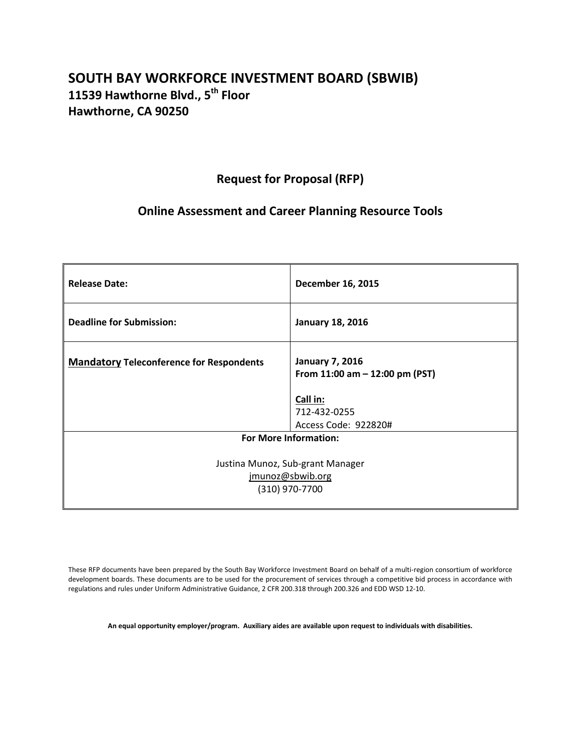# SOUTH BAY WORKFORCE INVESTMENT BOARD (SBWIB)

**11539 Hawthorne Blvd., 5th Floor**
**Hawthorne, CA 90250**

## Request for Proposal (RFP)

## Online Assessment and Career Planning Resource Tools

| | |
|---|---|
| **Release Date:** | **December 16, 2015** |
| **Deadline for Submission:** | **January 18, 2016** |
| **Mandatory Teleconference for Respondents** | **January 7, 2016**<br>**From 11:00 am – 12:00 pm (PST)**<br><br>Call in:<br>712-432-0255<br>Access Code: 922820# |
| **For More Information:**<br><br>Justina Munoz, Sub-grant Manager<br>jmunoz@sbwib.org<br>(310) 970-7700 | |

These RFP documents have been prepared by the South Bay Workforce Investment Board on behalf of a multi-region consortium of workforce development boards. These documents are to be used for the procurement of services through a competitive bid process in accordance with regulations and rules under Uniform Administrative Guidance, 2 CFR 200.318 through 200.326 and EDD WSD 12-10.

**An equal opportunity employer/program. Auxiliary aides are available upon request to individuals with disabilities.**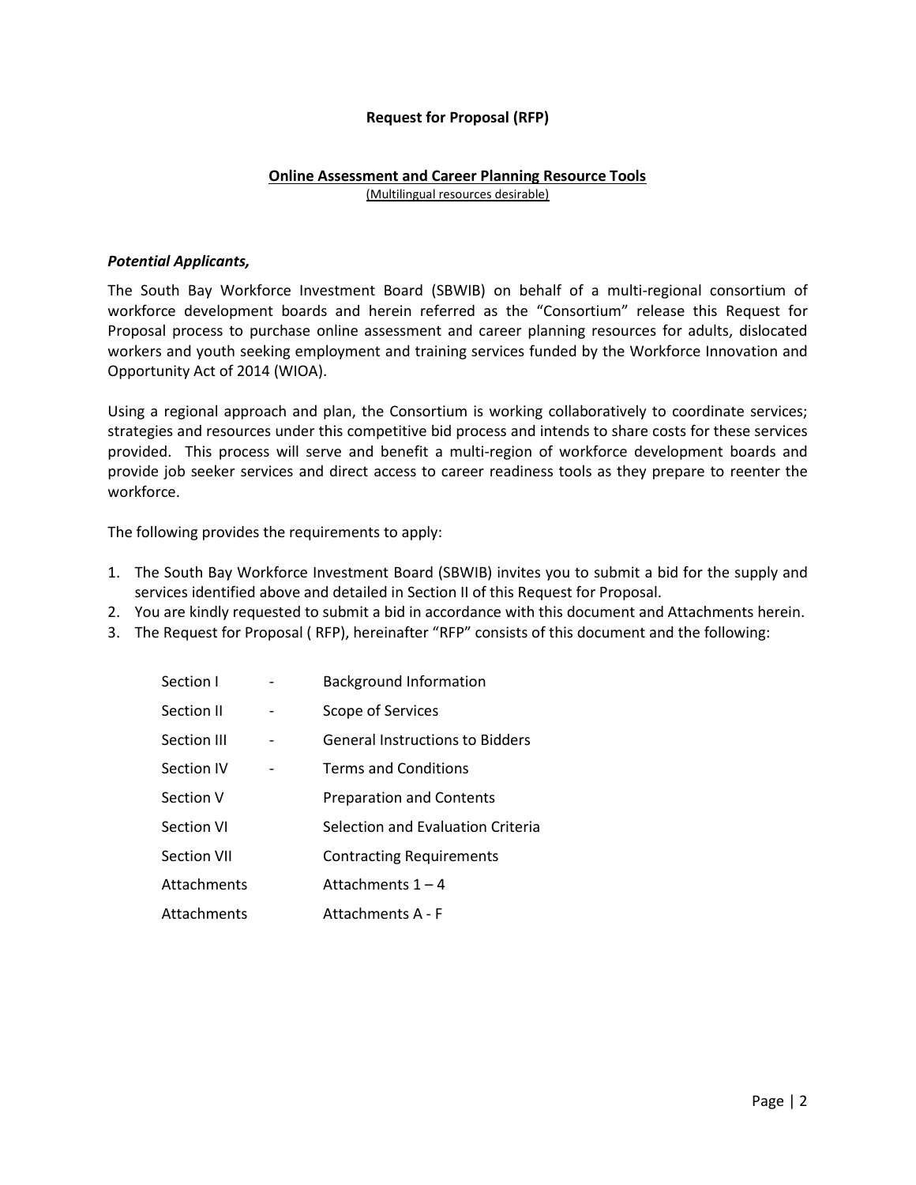**Request for Proposal (RFP)**

**Online Assessment and Career Planning Resource Tools**
(Multilingual resources desirable)

***Potential Applicants,***

The South Bay Workforce Investment Board (SBWIB) on behalf of a multi-regional consortium of workforce development boards and herein referred as the "Consortium" release this Request for Proposal process to purchase online assessment and career planning resources for adults, dislocated workers and youth seeking employment and training services funded by the Workforce Innovation and Opportunity Act of 2014 (WIOA).

Using a regional approach and plan, the Consortium is working collaboratively to coordinate services; strategies and resources under this competitive bid process and intends to share costs for these services provided. This process will serve and benefit a multi-region of workforce development boards and provide job seeker services and direct access to career readiness tools as they prepare to reenter the workforce.

The following provides the requirements to apply:

1. The South Bay Workforce Investment Board (SBWIB) invites you to submit a bid for the supply and services identified above and detailed in Section II of this Request for Proposal.
2. You are kindly requested to submit a bid in accordance with this document and Attachments herein.
3. The Request for Proposal ( RFP), hereinafter "RFP" consists of this document and the following:

| | | |
|---|---|---|
| Section I | - | Background Information |
| Section II | - | Scope of Services |
| Section III | - | General Instructions to Bidders |
| Section IV | - | Terms and Conditions |
| Section V | | Preparation and Contents |
| Section VI | | Selection and Evaluation Criteria |
| Section VII | | Contracting Requirements |
| Attachments | | Attachments 1 – 4 |
| Attachments | | Attachments A - F |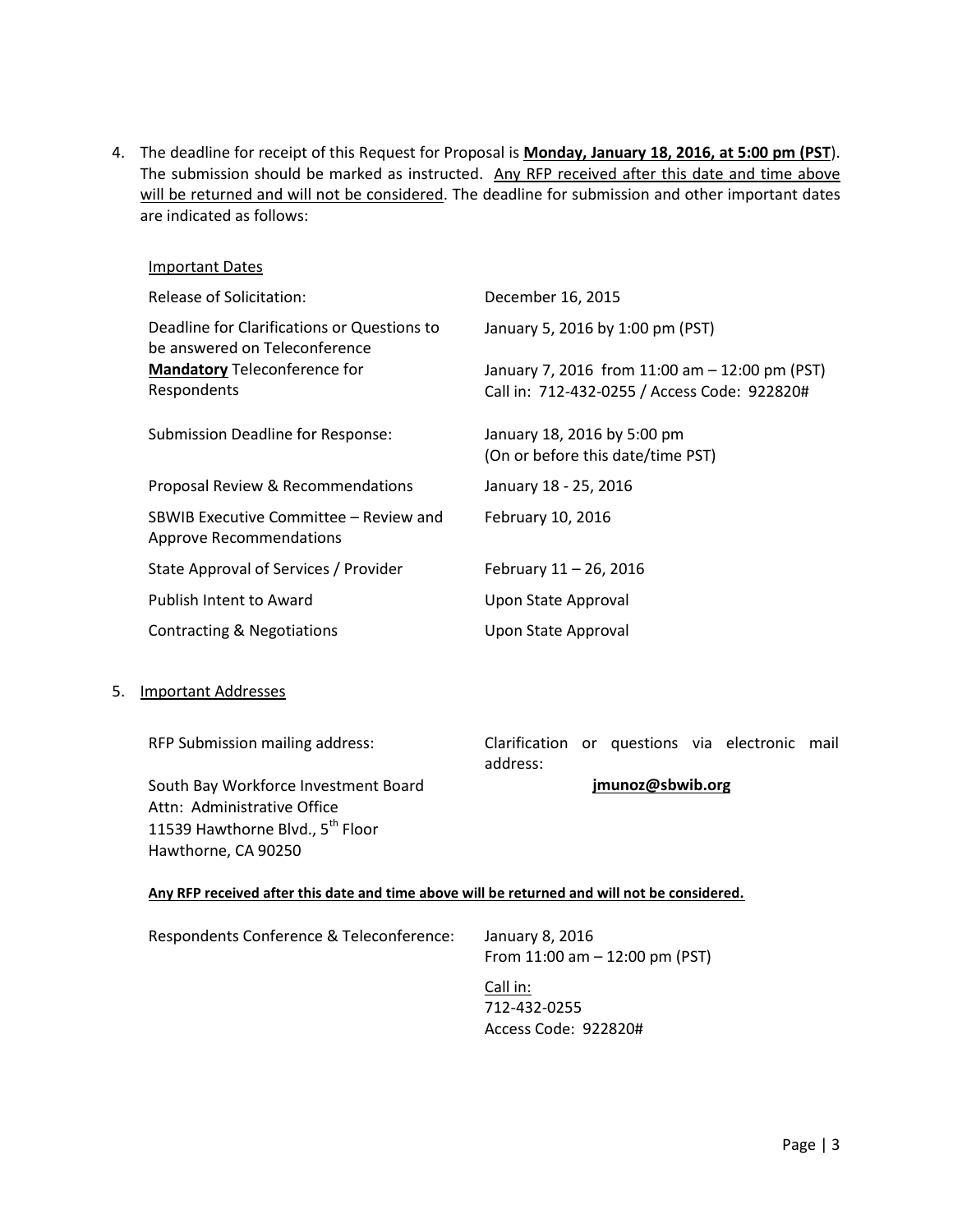4. The deadline for receipt of this Request for Proposal is **Monday, January 18, 2016, at 5:00 pm (PST**). The submission should be marked as instructed. Any RFP received after this date and time above will be returned and will not be considered. The deadline for submission and other important dates are indicated as follows:

   Important Dates

   | | |
   |---|---|
   | Release of Solicitation: | December 16, 2015 |
   | Deadline for Clarifications or Questions to be answered on Teleconference | January 5, 2016 by 1:00 pm (PST) |
   | **Mandatory** Teleconference for Respondents | January 7, 2016 from 11:00 am – 12:00 pm (PST) Call in: 712-432-0255 / Access Code: 922820# |
   | Submission Deadline for Response: | January 18, 2016 by 5:00 pm (On or before this date/time PST) |
   | Proposal Review & Recommendations | January 18 - 25, 2016 |
   | SBWIB Executive Committee – Review and Approve Recommendations | February 10, 2016 |
   | State Approval of Services / Provider | February 11 – 26, 2016 |
   | Publish Intent to Award | Upon State Approval |
   | Contracting & Negotiations | Upon State Approval |

5. Important Addresses

   RFP Submission mailing address:

   South Bay Workforce Investment Board
   Attn: Administrative Office
   11539 Hawthorne Blvd., 5th Floor
   Hawthorne, CA 90250

   Clarification or questions via electronic mail address:

   **jmunoz@sbwib.org**

   **Any RFP received after this date and time above will be returned and will not be considered.**

   Respondents Conference & Teleconference: January 8, 2016
   From 11:00 am – 12:00 pm (PST)

   Call in:
   712-432-0255
   Access Code: 922820#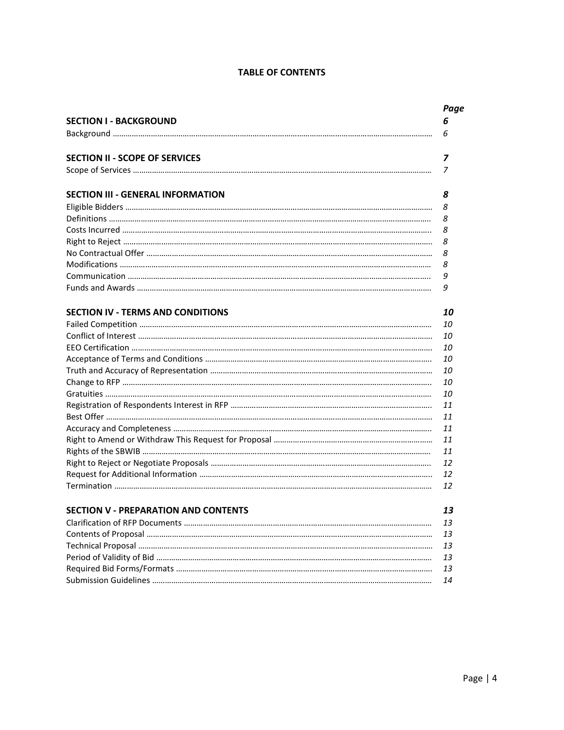# TABLE OF CONTENTS

| | Page |
|---|---|
| **SECTION I - BACKGROUND** | ***6*** |
| Background | *6* |
| **SECTION II - SCOPE OF SERVICES** | ***7*** |
| Scope of Services | *7* |
| **SECTION III - GENERAL INFORMATION** | ***8*** |
| Eligible Bidders | *8* |
| Definitions | *8* |
| Costs Incurred | *8* |
| Right to Reject | *8* |
| No Contractual Offer | *8* |
| Modifications | *8* |
| Communication | *9* |
| Funds and Awards | *9* |
| **SECTION IV - TERMS AND CONDITIONS** | ***10*** |
| Failed Competition | *10* |
| Conflict of Interest | *10* |
| EEO Certification | *10* |
| Acceptance of Terms and Conditions | *10* |
| Truth and Accuracy of Representation | *10* |
| Change to RFP | *10* |
| Gratuities | *10* |
| Registration of Respondents Interest in RFP | *11* |
| Best Offer | *11* |
| Accuracy and Completeness | *11* |
| Right to Amend or Withdraw This Request for Proposal | *11* |
| Rights of the SBWIB | *11* |
| Right to Reject or Negotiate Proposals | *12* |
| Request for Additional Information | *12* |
| Termination | *12* |
| **SECTION V - PREPARATION AND CONTENTS** | ***13*** |
| Clarification of RFP Documents | *13* |
| Contents of Proposal | *13* |
| Technical Proposal | *13* |
| Period of Validity of Bid | *13* |
| Required Bid Forms/Formats | *13* |
| Submission Guidelines | *14* |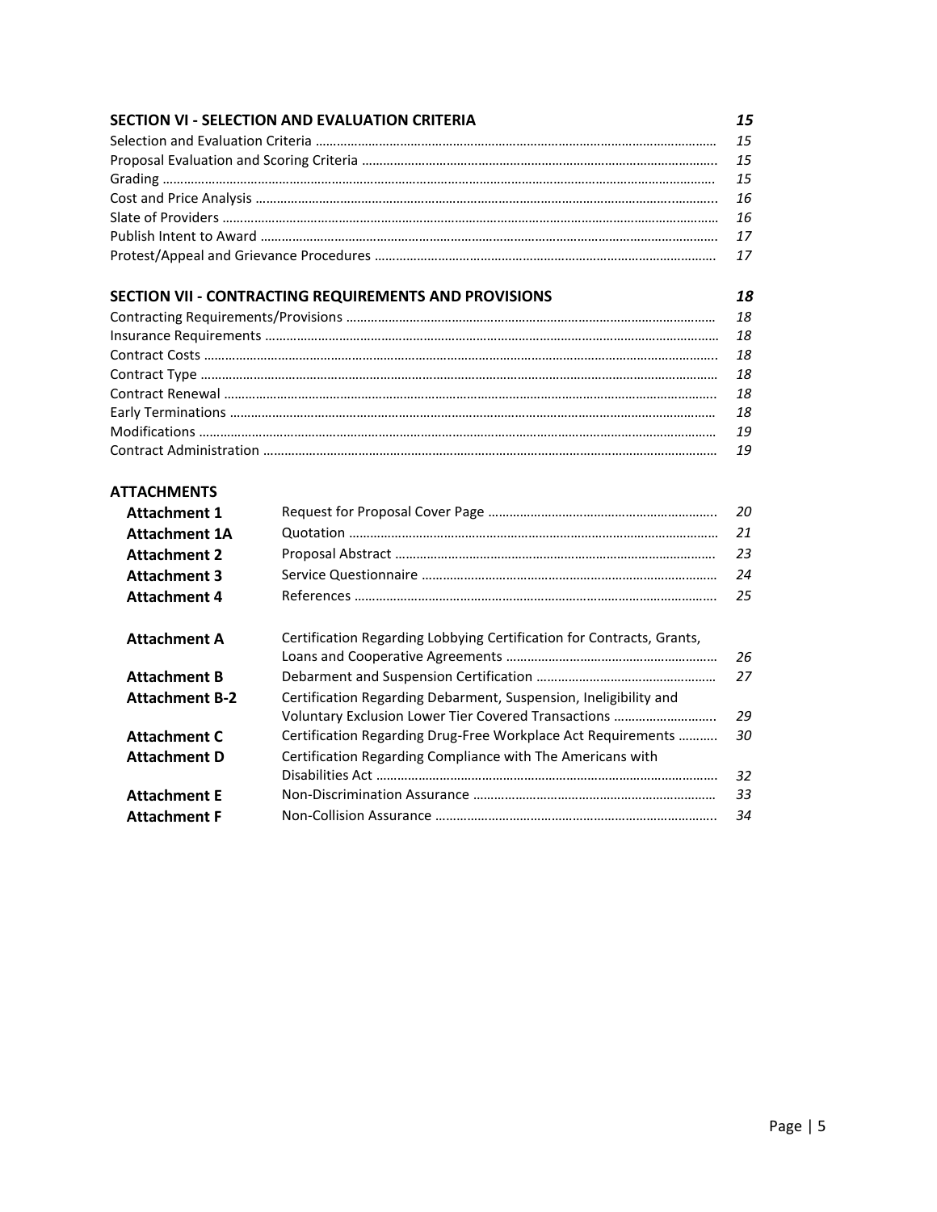| **SECTION VI - SELECTION AND EVALUATION CRITERIA** | ***15*** |
|---|---|
| Selection and Evaluation Criteria | *15* |
| Proposal Evaluation and Scoring Criteria | *15* |
| Grading | *15* |
| Cost and Price Analysis | *16* |
| Slate of Providers | *16* |
| Publish Intent to Award | *17* |
| Protest/Appeal and Grievance Procedures | *17* |

| **SECTION VII - CONTRACTING REQUIREMENTS AND PROVISIONS** | ***18*** |
|---|---|
| Contracting Requirements/Provisions | *18* |
| Insurance Requirements | *18* |
| Contract Costs | *18* |
| Contract Type | *18* |
| Contract Renewal | *18* |
| Early Terminations | *18* |
| Modifications | *19* |
| Contract Administration | *19* |

**ATTACHMENTS**

| | | |
|---|---|---|
| **Attachment 1** | Request for Proposal Cover Page | *20* |
| **Attachment 1A** | Quotation | *21* |
| **Attachment 2** | Proposal Abstract | *23* |
| **Attachment 3** | Service Questionnaire | *24* |
| **Attachment 4** | References | *25* |
| **Attachment A** | Certification Regarding Lobbying Certification for Contracts, Grants, Loans and Cooperative Agreements | *26* |
| **Attachment B** | Debarment and Suspension Certification | *27* |
| **Attachment B-2** | Certification Regarding Debarment, Suspension, Ineligibility and Voluntary Exclusion Lower Tier Covered Transactions | *29* |
| **Attachment C** | Certification Regarding Drug-Free Workplace Act Requirements | *30* |
| **Attachment D** | Certification Regarding Compliance with The Americans with Disabilities Act | *32* |
| **Attachment E** | Non-Discrimination Assurance | *33* |
| **Attachment F** | Non-Collision Assurance | *34* |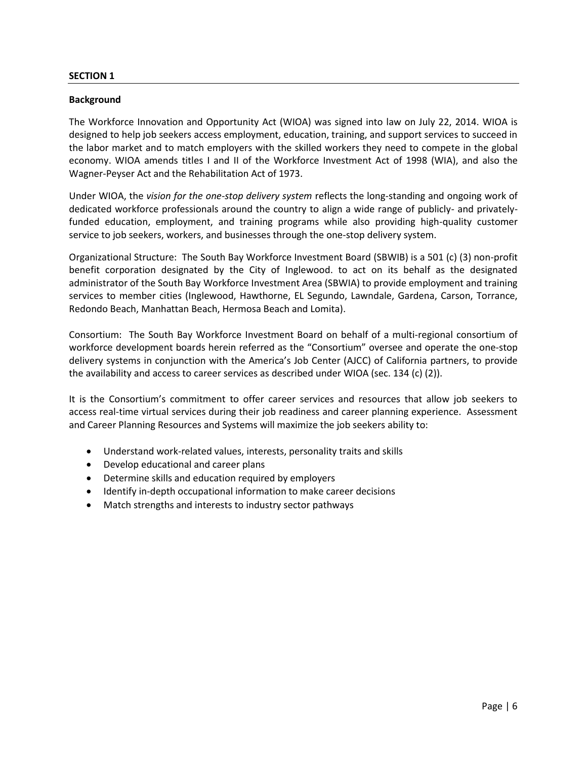**SECTION 1**

**Background**

The Workforce Innovation and Opportunity Act (WIOA) was signed into law on July 22, 2014. WIOA is designed to help job seekers access employment, education, training, and support services to succeed in the labor market and to match employers with the skilled workers they need to compete in the global economy. WIOA amends titles I and II of the Workforce Investment Act of 1998 (WIA), and also the Wagner-Peyser Act and the Rehabilitation Act of 1973.

Under WIOA, the *vision for the one-stop delivery system* reflects the long-standing and ongoing work of dedicated workforce professionals around the country to align a wide range of publicly- and privately-funded education, employment, and training programs while also providing high-quality customer service to job seekers, workers, and businesses through the one-stop delivery system.

Organizational Structure: The South Bay Workforce Investment Board (SBWIB) is a 501 (c) (3) non-profit benefit corporation designated by the City of Inglewood. to act on its behalf as the designated administrator of the South Bay Workforce Investment Area (SBWIA) to provide employment and training services to member cities (Inglewood, Hawthorne, EL Segundo, Lawndale, Gardena, Carson, Torrance, Redondo Beach, Manhattan Beach, Hermosa Beach and Lomita).

Consortium: The South Bay Workforce Investment Board on behalf of a multi-regional consortium of workforce development boards herein referred as the "Consortium" oversee and operate the one-stop delivery systems in conjunction with the America's Job Center (AJCC) of California partners, to provide the availability and access to career services as described under WIOA (sec. 134 (c) (2)).

It is the Consortium's commitment to offer career services and resources that allow job seekers to access real-time virtual services during their job readiness and career planning experience. Assessment and Career Planning Resources and Systems will maximize the job seekers ability to:

- Understand work-related values, interests, personality traits and skills
- Develop educational and career plans
- Determine skills and education required by employers
- Identify in-depth occupational information to make career decisions
- Match strengths and interests to industry sector pathways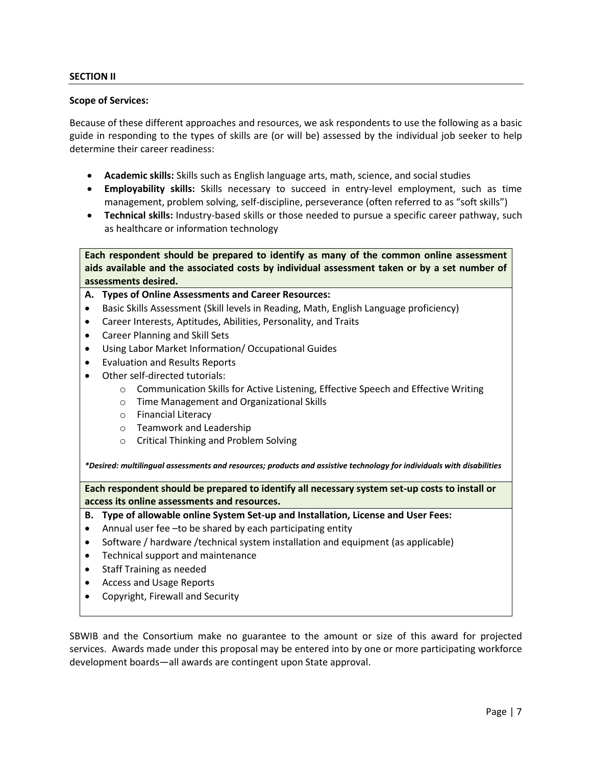**SECTION II**

**Scope of Services:**

Because of these different approaches and resources, we ask respondents to use the following as a basic guide in responding to the types of skills are (or will be) assessed by the individual job seeker to help determine their career readiness:

- **Academic skills:** Skills such as English language arts, math, science, and social studies
- **Employability skills:** Skills necessary to succeed in entry-level employment, such as time management, problem solving, self-discipline, perseverance (often referred to as "soft skills")
- **Technical skills:** Industry-based skills or those needed to pursue a specific career pathway, such as healthcare or information technology

**Each respondent should be prepared to identify as many of the common online assessment aids available and the associated costs by individual assessment taken or by a set number of assessments desired.**

**A. Types of Online Assessments and Career Resources:**

- Basic Skills Assessment (Skill levels in Reading, Math, English Language proficiency)
- Career Interests, Aptitudes, Abilities, Personality, and Traits
- Career Planning and Skill Sets
- Using Labor Market Information/ Occupational Guides
- Evaluation and Results Reports
- Other self-directed tutorials:
  - Communication Skills for Active Listening, Effective Speech and Effective Writing
  - Time Management and Organizational Skills
  - Financial Literacy
  - Teamwork and Leadership
  - Critical Thinking and Problem Solving

***Desired: multilingual assessments and resources; products and assistive technology for individuals with disabilities***

**Each respondent should be prepared to identify all necessary system set-up costs to install or access its online assessments and resources.**

**B. Type of allowable online System Set-up and Installation, License and User Fees:**

- Annual user fee –to be shared by each participating entity
- Software / hardware /technical system installation and equipment (as applicable)
- Technical support and maintenance
- Staff Training as needed
- Access and Usage Reports
- Copyright, Firewall and Security

SBWIB and the Consortium make no guarantee to the amount or size of this award for projected services. Awards made under this proposal may be entered into by one or more participating workforce development boards—all awards are contingent upon State approval.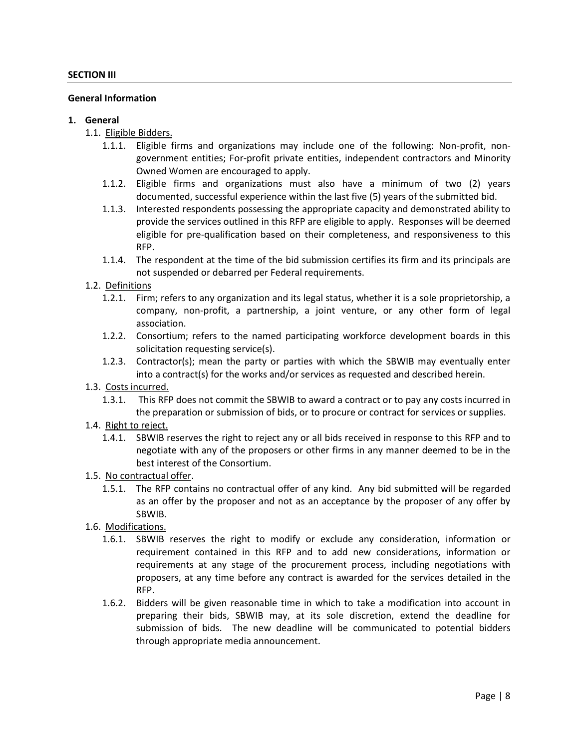**SECTION III**

**General Information**

1. **General**
   - 1.1. Eligible Bidders.
     - 1.1.1. Eligible firms and organizations may include one of the following: Non-profit, non-government entities; For-profit private entities, independent contractors and Minority Owned Women are encouraged to apply.
     - 1.1.2. Eligible firms and organizations must also have a minimum of two (2) years documented, successful experience within the last five (5) years of the submitted bid.
     - 1.1.3. Interested respondents possessing the appropriate capacity and demonstrated ability to provide the services outlined in this RFP are eligible to apply. Responses will be deemed eligible for pre-qualification based on their completeness, and responsiveness to this RFP.
     - 1.1.4. The respondent at the time of the bid submission certifies its firm and its principals are not suspended or debarred per Federal requirements.
   - 1.2. Definitions
     - 1.2.1. Firm; refers to any organization and its legal status, whether it is a sole proprietorship, a company, non-profit, a partnership, a joint venture, or any other form of legal association.
     - 1.2.2. Consortium; refers to the named participating workforce development boards in this solicitation requesting service(s).
     - 1.2.3. Contractor(s); mean the party or parties with which the SBWIB may eventually enter into a contract(s) for the works and/or services as requested and described herein.
   - 1.3. Costs incurred.
     - 1.3.1. This RFP does not commit the SBWIB to award a contract or to pay any costs incurred in the preparation or submission of bids, or to procure or contract for services or supplies.
   - 1.4. Right to reject.
     - 1.4.1. SBWIB reserves the right to reject any or all bids received in response to this RFP and to negotiate with any of the proposers or other firms in any manner deemed to be in the best interest of the Consortium.
   - 1.5. No contractual offer.
     - 1.5.1. The RFP contains no contractual offer of any kind. Any bid submitted will be regarded as an offer by the proposer and not as an acceptance by the proposer of any offer by SBWIB.
   - 1.6. Modifications.
     - 1.6.1. SBWIB reserves the right to modify or exclude any consideration, information or requirement contained in this RFP and to add new considerations, information or requirements at any stage of the procurement process, including negotiations with proposers, at any time before any contract is awarded for the services detailed in the RFP.
     - 1.6.2. Bidders will be given reasonable time in which to take a modification into account in preparing their bids, SBWIB may, at its sole discretion, extend the deadline for submission of bids. The new deadline will be communicated to potential bidders through appropriate media announcement.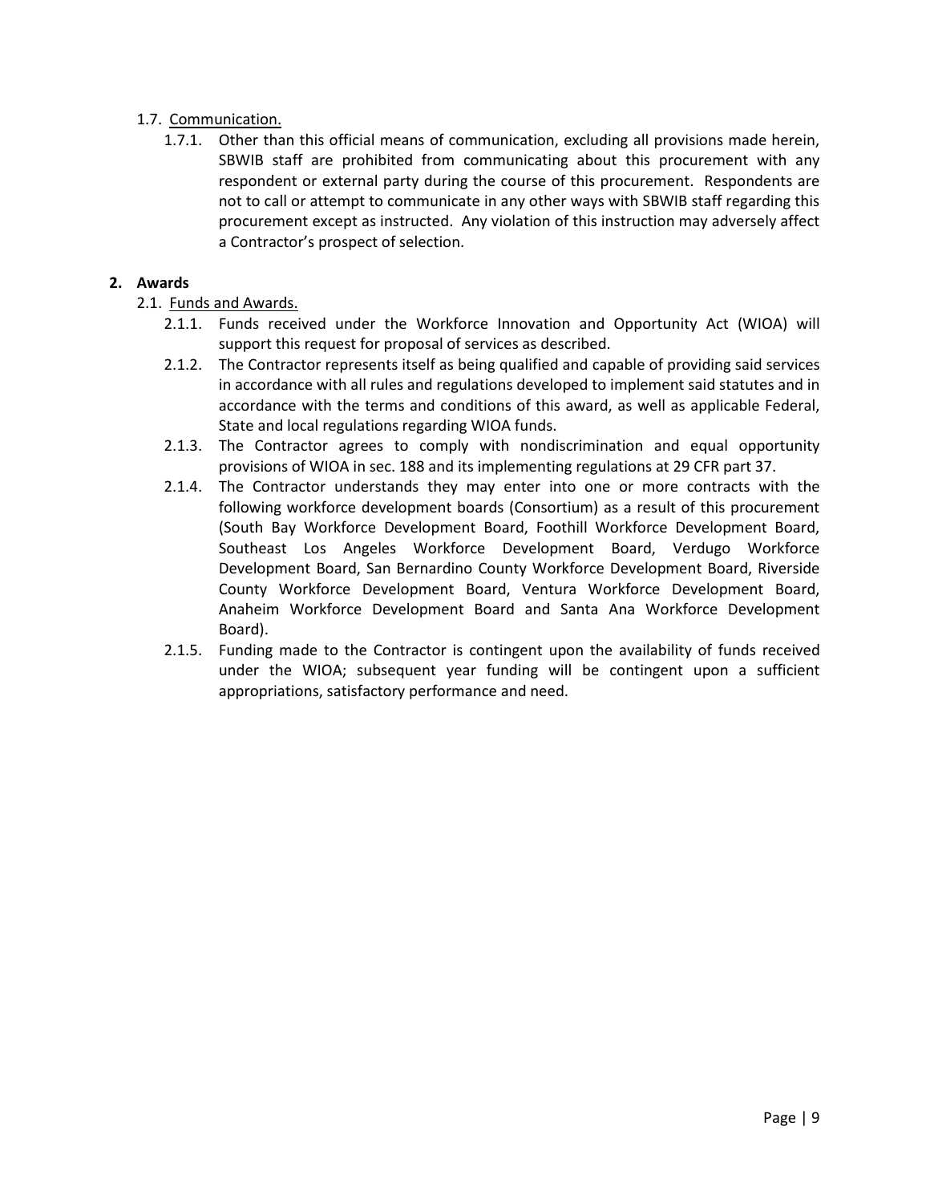1.7. Communication.

1.7.1. Other than this official means of communication, excluding all provisions made herein, SBWIB staff are prohibited from communicating about this procurement with any respondent or external party during the course of this procurement. Respondents are not to call or attempt to communicate in any other ways with SBWIB staff regarding this procurement except as instructed. Any violation of this instruction may adversely affect a Contractor's prospect of selection.

**2. Awards**

2.1. Funds and Awards.

2.1.1. Funds received under the Workforce Innovation and Opportunity Act (WIOA) will support this request for proposal of services as described.

2.1.2. The Contractor represents itself as being qualified and capable of providing said services in accordance with all rules and regulations developed to implement said statutes and in accordance with the terms and conditions of this award, as well as applicable Federal, State and local regulations regarding WIOA funds.

2.1.3. The Contractor agrees to comply with nondiscrimination and equal opportunity provisions of WIOA in sec. 188 and its implementing regulations at 29 CFR part 37.

2.1.4. The Contractor understands they may enter into one or more contracts with the following workforce development boards (Consortium) as a result of this procurement (South Bay Workforce Development Board, Foothill Workforce Development Board, Southeast Los Angeles Workforce Development Board, Verdugo Workforce Development Board, San Bernardino County Workforce Development Board, Riverside County Workforce Development Board, Ventura Workforce Development Board, Anaheim Workforce Development Board and Santa Ana Workforce Development Board).

2.1.5. Funding made to the Contractor is contingent upon the availability of funds received under the WIOA; subsequent year funding will be contingent upon a sufficient appropriations, satisfactory performance and need.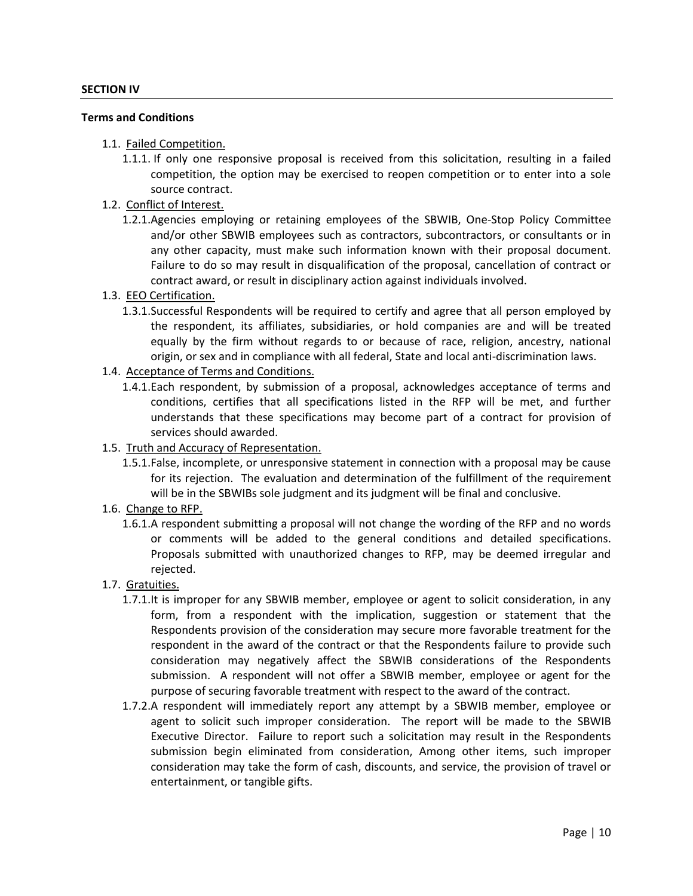**SECTION IV**

**Terms and Conditions**

- 1.1. Failed Competition.
  - 1.1.1. If only one responsive proposal is received from this solicitation, resulting in a failed competition, the option may be exercised to reopen competition or to enter into a sole source contract.
- 1.2. Conflict of Interest.
  - 1.2.1. Agencies employing or retaining employees of the SBWIB, One-Stop Policy Committee and/or other SBWIB employees such as contractors, subcontractors, or consultants or in any other capacity, must make such information known with their proposal document. Failure to do so may result in disqualification of the proposal, cancellation of contract or contract award, or result in disciplinary action against individuals involved.
- 1.3. EEO Certification.
  - 1.3.1. Successful Respondents will be required to certify and agree that all person employed by the respondent, its affiliates, subsidiaries, or hold companies are and will be treated equally by the firm without regards to or because of race, religion, ancestry, national origin, or sex and in compliance with all federal, State and local anti-discrimination laws.
- 1.4. Acceptance of Terms and Conditions.
  - 1.4.1. Each respondent, by submission of a proposal, acknowledges acceptance of terms and conditions, certifies that all specifications listed in the RFP will be met, and further understands that these specifications may become part of a contract for provision of services should awarded.
- 1.5. Truth and Accuracy of Representation.
  - 1.5.1. False, incomplete, or unresponsive statement in connection with a proposal may be cause for its rejection. The evaluation and determination of the fulfillment of the requirement will be in the SBWIBs sole judgment and its judgment will be final and conclusive.
- 1.6. Change to RFP.
  - 1.6.1. A respondent submitting a proposal will not change the wording of the RFP and no words or comments will be added to the general conditions and detailed specifications. Proposals submitted with unauthorized changes to RFP, may be deemed irregular and rejected.
- 1.7. Gratuities.
  - 1.7.1. It is improper for any SBWIB member, employee or agent to solicit consideration, in any form, from a respondent with the implication, suggestion or statement that the Respondents provision of the consideration may secure more favorable treatment for the respondent in the award of the contract or that the Respondents failure to provide such consideration may negatively affect the SBWIB considerations of the Respondents submission. A respondent will not offer a SBWIB member, employee or agent for the purpose of securing favorable treatment with respect to the award of the contract.
  - 1.7.2. A respondent will immediately report any attempt by a SBWIB member, employee or agent to solicit such improper consideration. The report will be made to the SBWIB Executive Director. Failure to report such a solicitation may result in the Respondents submission begin eliminated from consideration, Among other items, such improper consideration may take the form of cash, discounts, and service, the provision of travel or entertainment, or tangible gifts.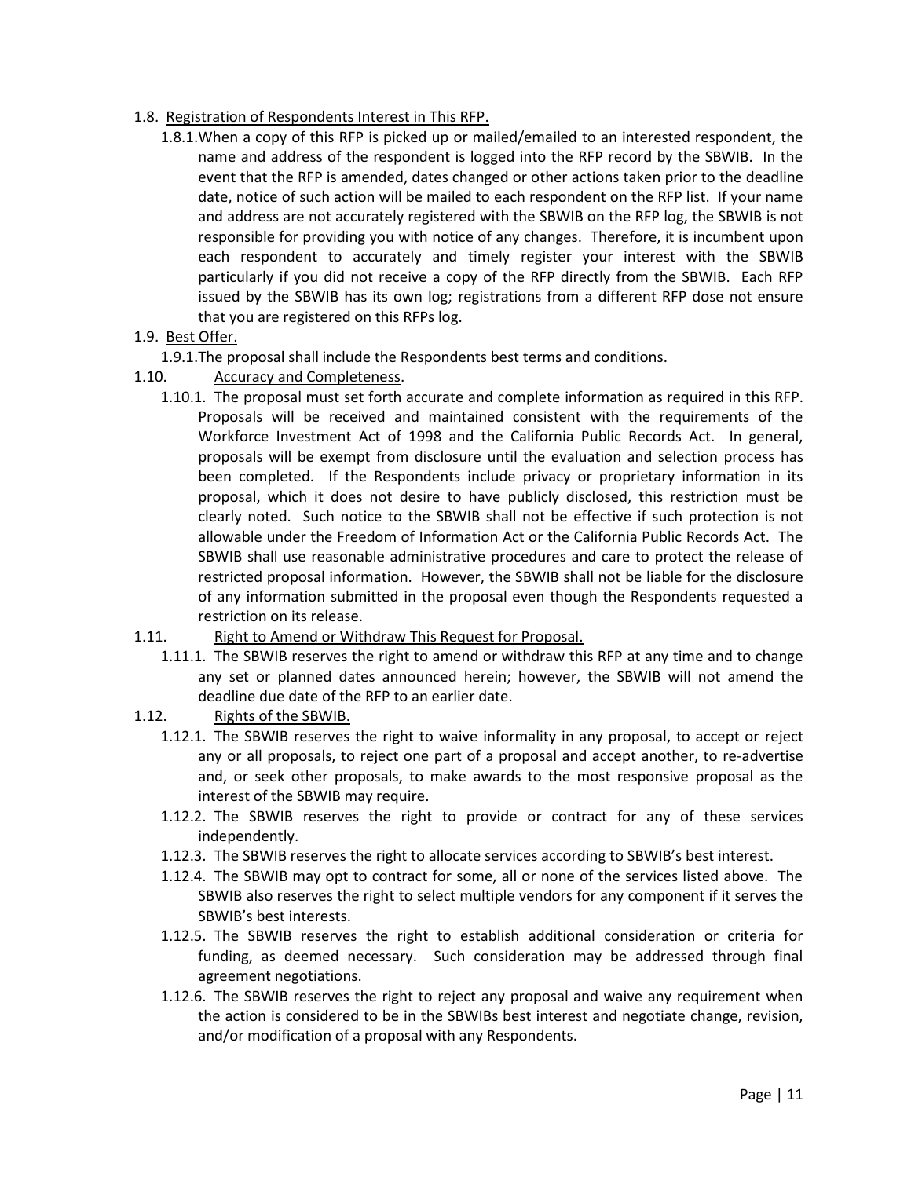1.8. Registration of Respondents Interest in This RFP.

1.8.1. When a copy of this RFP is picked up or mailed/emailed to an interested respondent, the name and address of the respondent is logged into the RFP record by the SBWIB. In the event that the RFP is amended, dates changed or other actions taken prior to the deadline date, notice of such action will be mailed to each respondent on the RFP list. If your name and address are not accurately registered with the SBWIB on the RFP log, the SBWIB is not responsible for providing you with notice of any changes. Therefore, it is incumbent upon each respondent to accurately and timely register your interest with the SBWIB particularly if you did not receive a copy of the RFP directly from the SBWIB. Each RFP issued by the SBWIB has its own log; registrations from a different RFP dose not ensure that you are registered on this RFPs log.

1.9. Best Offer.

1.9.1. The proposal shall include the Respondents best terms and conditions.

1.10. Accuracy and Completeness.

1.10.1. The proposal must set forth accurate and complete information as required in this RFP. Proposals will be received and maintained consistent with the requirements of the Workforce Investment Act of 1998 and the California Public Records Act. In general, proposals will be exempt from disclosure until the evaluation and selection process has been completed. If the Respondents include privacy or proprietary information in its proposal, which it does not desire to have publicly disclosed, this restriction must be clearly noted. Such notice to the SBWIB shall not be effective if such protection is not allowable under the Freedom of Information Act or the California Public Records Act. The SBWIB shall use reasonable administrative procedures and care to protect the release of restricted proposal information. However, the SBWIB shall not be liable for the disclosure of any information submitted in the proposal even though the Respondents requested a restriction on its release.

1.11. Right to Amend or Withdraw This Request for Proposal.

1.11.1. The SBWIB reserves the right to amend or withdraw this RFP at any time and to change any set or planned dates announced herein; however, the SBWIB will not amend the deadline due date of the RFP to an earlier date.

1.12. Rights of the SBWIB.

1.12.1. The SBWIB reserves the right to waive informality in any proposal, to accept or reject any or all proposals, to reject one part of a proposal and accept another, to re-advertise and, or seek other proposals, to make awards to the most responsive proposal as the interest of the SBWIB may require.

1.12.2. The SBWIB reserves the right to provide or contract for any of these services independently.

1.12.3. The SBWIB reserves the right to allocate services according to SBWIB's best interest.

1.12.4. The SBWIB may opt to contract for some, all or none of the services listed above. The SBWIB also reserves the right to select multiple vendors for any component if it serves the SBWIB's best interests.

1.12.5. The SBWIB reserves the right to establish additional consideration or criteria for funding, as deemed necessary. Such consideration may be addressed through final agreement negotiations.

1.12.6. The SBWIB reserves the right to reject any proposal and waive any requirement when the action is considered to be in the SBWIBs best interest and negotiate change, revision, and/or modification of a proposal with any Respondents.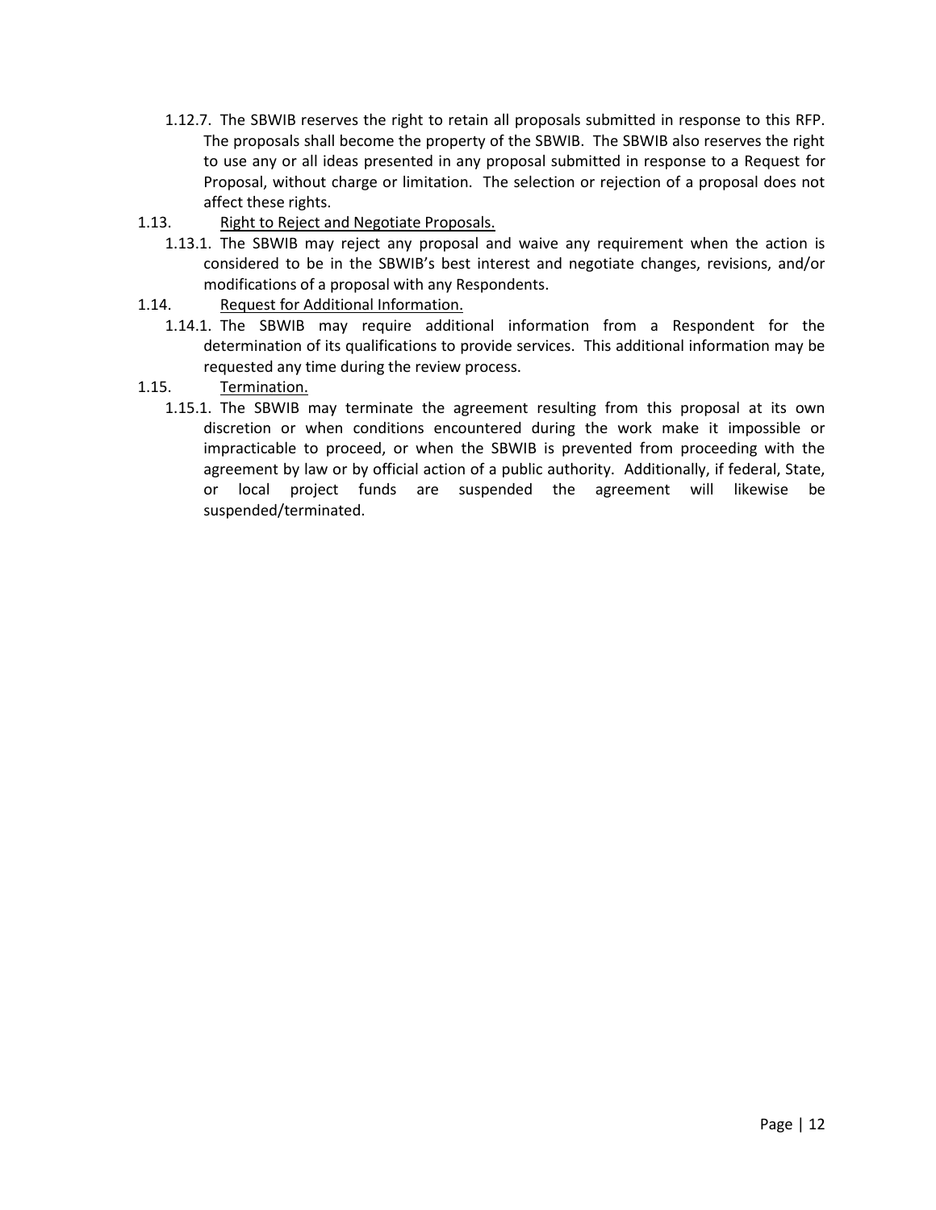1.12.7. The SBWIB reserves the right to retain all proposals submitted in response to this RFP. The proposals shall become the property of the SBWIB. The SBWIB also reserves the right to use any or all ideas presented in any proposal submitted in response to a Request for Proposal, without charge or limitation. The selection or rejection of a proposal does not affect these rights.

1.13. <u>Right to Reject and Negotiate Proposals.</u>

1.13.1. The SBWIB may reject any proposal and waive any requirement when the action is considered to be in the SBWIB's best interest and negotiate changes, revisions, and/or modifications of a proposal with any Respondents.

1.14. <u>Request for Additional Information.</u>

1.14.1. The SBWIB may require additional information from a Respondent for the determination of its qualifications to provide services. This additional information may be requested any time during the review process.

1.15. <u>Termination.</u>

1.15.1. The SBWIB may terminate the agreement resulting from this proposal at its own discretion or when conditions encountered during the work make it impossible or impracticable to proceed, or when the SBWIB is prevented from proceeding with the agreement by law or by official action of a public authority. Additionally, if federal, State, or local project funds are suspended the agreement will likewise be suspended/terminated.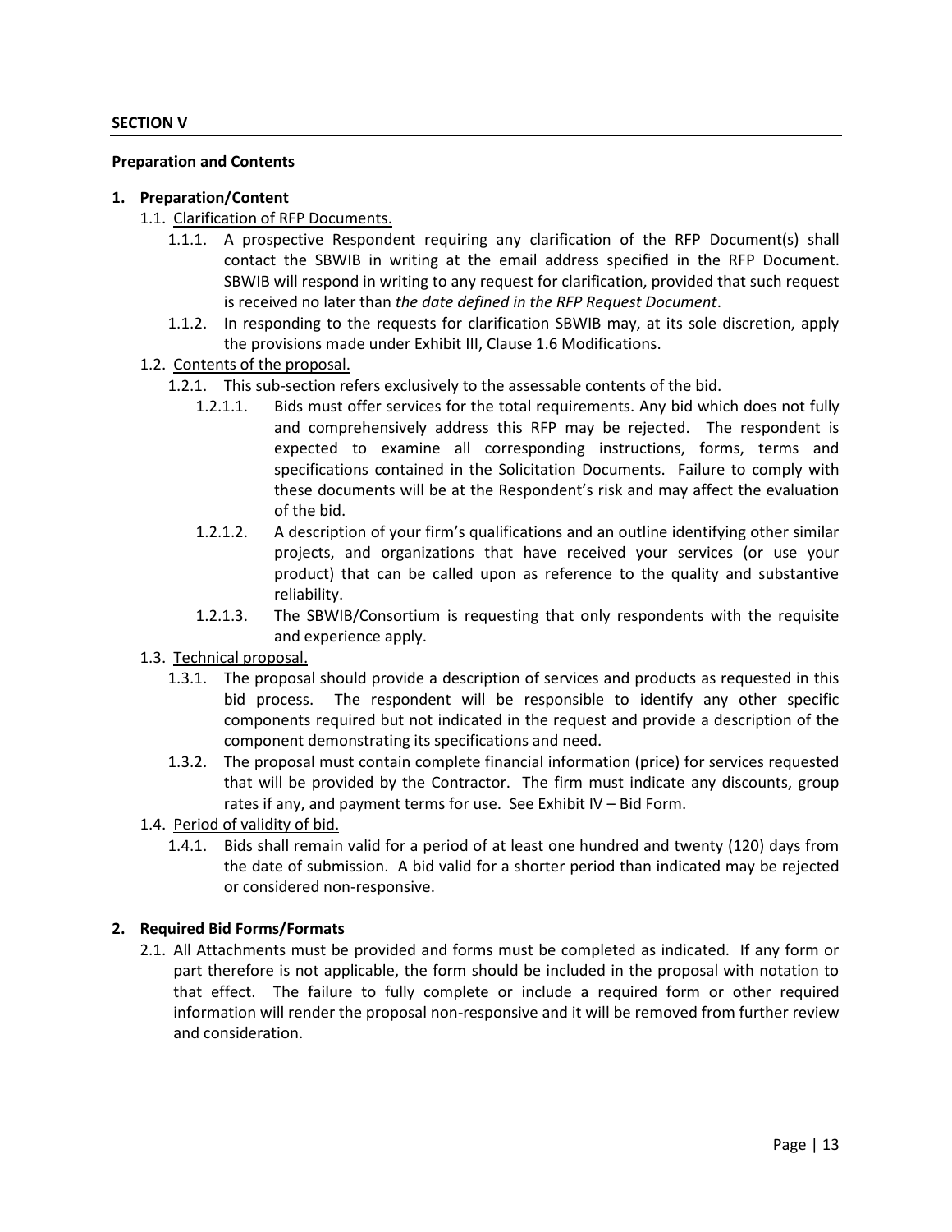**SECTION V**

**Preparation and Contents**

1. **Preparation/Content**
   - 1.1. Clarification of RFP Documents.
     - 1.1.1. A prospective Respondent requiring any clarification of the RFP Document(s) shall contact the SBWIB in writing at the email address specified in the RFP Document. SBWIB will respond in writing to any request for clarification, provided that such request is received no later than *the date defined in the RFP Request Document*.
     - 1.1.2. In responding to the requests for clarification SBWIB may, at its sole discretion, apply the provisions made under Exhibit III, Clause 1.6 Modifications.
   - 1.2. Contents of the proposal.
     - 1.2.1. This sub-section refers exclusively to the assessable contents of the bid.
       - 1.2.1.1. Bids must offer services for the total requirements. Any bid which does not fully and comprehensively address this RFP may be rejected. The respondent is expected to examine all corresponding instructions, forms, terms and specifications contained in the Solicitation Documents. Failure to comply with these documents will be at the Respondent's risk and may affect the evaluation of the bid.
       - 1.2.1.2. A description of your firm's qualifications and an outline identifying other similar projects, and organizations that have received your services (or use your product) that can be called upon as reference to the quality and substantive reliability.
       - 1.2.1.3. The SBWIB/Consortium is requesting that only respondents with the requisite and experience apply.
   - 1.3. Technical proposal.
     - 1.3.1. The proposal should provide a description of services and products as requested in this bid process. The respondent will be responsible to identify any other specific components required but not indicated in the request and provide a description of the component demonstrating its specifications and need.
     - 1.3.2. The proposal must contain complete financial information (price) for services requested that will be provided by the Contractor. The firm must indicate any discounts, group rates if any, and payment terms for use. See Exhibit IV – Bid Form.
   - 1.4. Period of validity of bid.
     - 1.4.1. Bids shall remain valid for a period of at least one hundred and twenty (120) days from the date of submission. A bid valid for a shorter period than indicated may be rejected or considered non-responsive.

2. **Required Bid Forms/Formats**
   - 2.1. All Attachments must be provided and forms must be completed as indicated. If any form or part therefore is not applicable, the form should be included in the proposal with notation to that effect. The failure to fully complete or include a required form or other required information will render the proposal non-responsive and it will be removed from further review and consideration.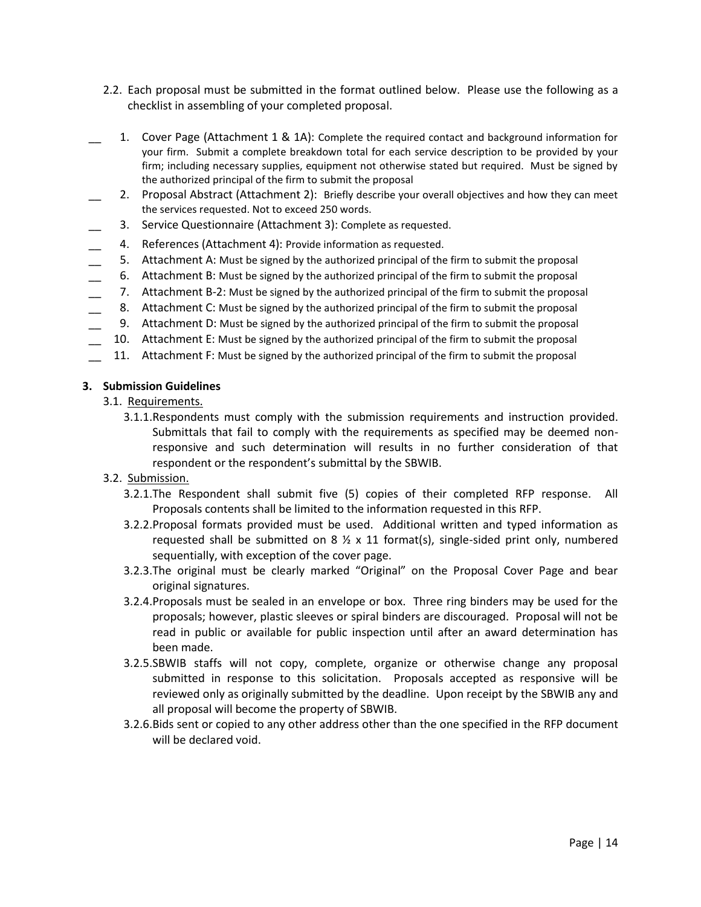2.2. Each proposal must be submitted in the format outlined below. Please use the following as a checklist in assembling of your completed proposal.

__ 1. Cover Page (Attachment 1 & 1A): Complete the required contact and background information for your firm. Submit a complete breakdown total for each service description to be provided by your firm; including necessary supplies, equipment not otherwise stated but required. Must be signed by the authorized principal of the firm to submit the proposal

__ 2. Proposal Abstract (Attachment 2): Briefly describe your overall objectives and how they can meet the services requested. Not to exceed 250 words.

__ 3. Service Questionnaire (Attachment 3): Complete as requested.

__ 4. References (Attachment 4): Provide information as requested.

__ 5. Attachment A: Must be signed by the authorized principal of the firm to submit the proposal

__ 6. Attachment B: Must be signed by the authorized principal of the firm to submit the proposal

__ 7. Attachment B-2: Must be signed by the authorized principal of the firm to submit the proposal

__ 8. Attachment C: Must be signed by the authorized principal of the firm to submit the proposal

__ 9. Attachment D: Must be signed by the authorized principal of the firm to submit the proposal

__ 10. Attachment E: Must be signed by the authorized principal of the firm to submit the proposal

__ 11. Attachment F: Must be signed by the authorized principal of the firm to submit the proposal

## 3. Submission Guidelines

3.1. Requirements.

3.1.1.Respondents must comply with the submission requirements and instruction provided. Submittals that fail to comply with the requirements as specified may be deemed non-responsive and such determination will results in no further consideration of that respondent or the respondent's submittal by the SBWIB.

3.2. Submission.

3.2.1.The Respondent shall submit five (5) copies of their completed RFP response. All Proposals contents shall be limited to the information requested in this RFP.

3.2.2.Proposal formats provided must be used. Additional written and typed information as requested shall be submitted on 8 ½ x 11 format(s), single-sided print only, numbered sequentially, with exception of the cover page.

3.2.3.The original must be clearly marked "Original" on the Proposal Cover Page and bear original signatures.

3.2.4.Proposals must be sealed in an envelope or box. Three ring binders may be used for the proposals; however, plastic sleeves or spiral binders are discouraged. Proposal will not be read in public or available for public inspection until after an award determination has been made.

3.2.5.SBWIB staffs will not copy, complete, organize or otherwise change any proposal submitted in response to this solicitation. Proposals accepted as responsive will be reviewed only as originally submitted by the deadline. Upon receipt by the SBWIB any and all proposal will become the property of SBWIB.

3.2.6.Bids sent or copied to any other address other than the one specified in the RFP document will be declared void.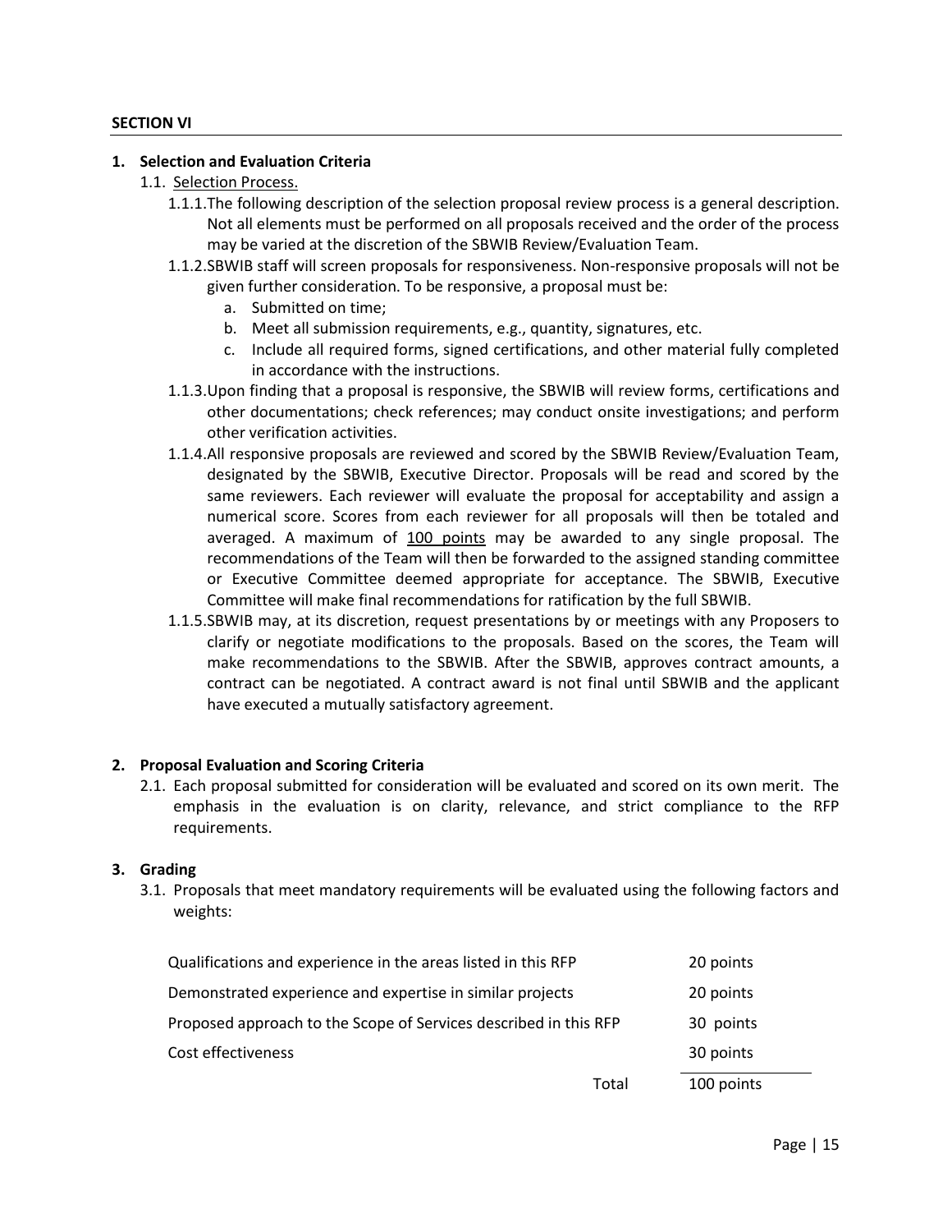**SECTION VI**

**1. Selection and Evaluation Criteria**

1.1. <u>Selection Process.</u>

1.1.1. The following description of the selection proposal review process is a general description. Not all elements must be performed on all proposals received and the order of the process may be varied at the discretion of the SBWIB Review/Evaluation Team.

1.1.2. SBWIB staff will screen proposals for responsiveness. Non-responsive proposals will not be given further consideration. To be responsive, a proposal must be:

a. Submitted on time;
b. Meet all submission requirements, e.g., quantity, signatures, etc.
c. Include all required forms, signed certifications, and other material fully completed in accordance with the instructions.

1.1.3. Upon finding that a proposal is responsive, the SBWIB will review forms, certifications and other documentations; check references; may conduct onsite investigations; and perform other verification activities.

1.1.4. All responsive proposals are reviewed and scored by the SBWIB Review/Evaluation Team, designated by the SBWIB, Executive Director. Proposals will be read and scored by the same reviewers. Each reviewer will evaluate the proposal for acceptability and assign a numerical score. Scores from each reviewer for all proposals will then be totaled and averaged. A maximum of <u>100 points</u> may be awarded to any single proposal. The recommendations of the Team will then be forwarded to the assigned standing committee or Executive Committee deemed appropriate for acceptance. The SBWIB, Executive Committee will make final recommendations for ratification by the full SBWIB.

1.1.5. SBWIB may, at its discretion, request presentations by or meetings with any Proposers to clarify or negotiate modifications to the proposals. Based on the scores, the Team will make recommendations to the SBWIB. After the SBWIB, approves contract amounts, a contract can be negotiated. A contract award is not final until SBWIB and the applicant have executed a mutually satisfactory agreement.

**2. Proposal Evaluation and Scoring Criteria**

2.1. Each proposal submitted for consideration will be evaluated and scored on its own merit. The emphasis in the evaluation is on clarity, relevance, and strict compliance to the RFP requirements.

**3. Grading**

3.1. Proposals that meet mandatory requirements will be evaluated using the following factors and weights:

| Factor | Points |
|---|---|
| Qualifications and experience in the areas listed in this RFP | 20 points |
| Demonstrated experience and expertise in similar projects | 20 points |
| Proposed approach to the Scope of Services described in this RFP | 30 points |
| Cost effectiveness | 30 points |
| Total | 100 points |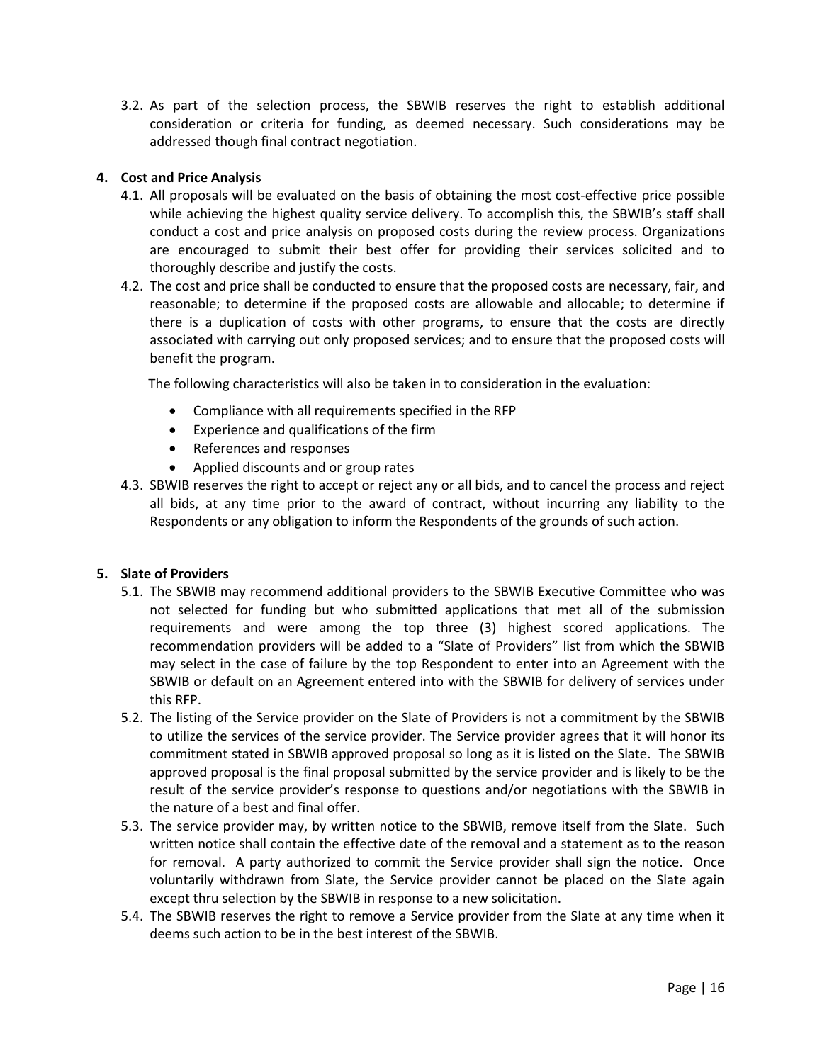3.2. As part of the selection process, the SBWIB reserves the right to establish additional consideration or criteria for funding, as deemed necessary. Such considerations may be addressed though final contract negotiation.

**4. Cost and Price Analysis**

4.1. All proposals will be evaluated on the basis of obtaining the most cost-effective price possible while achieving the highest quality service delivery. To accomplish this, the SBWIB's staff shall conduct a cost and price analysis on proposed costs during the review process. Organizations are encouraged to submit their best offer for providing their services solicited and to thoroughly describe and justify the costs.

4.2. The cost and price shall be conducted to ensure that the proposed costs are necessary, fair, and reasonable; to determine if the proposed costs are allowable and allocable; to determine if there is a duplication of costs with other programs, to ensure that the costs are directly associated with carrying out only proposed services; and to ensure that the proposed costs will benefit the program.

The following characteristics will also be taken in to consideration in the evaluation:

- Compliance with all requirements specified in the RFP
- Experience and qualifications of the firm
- References and responses
- Applied discounts and or group rates

4.3. SBWIB reserves the right to accept or reject any or all bids, and to cancel the process and reject all bids, at any time prior to the award of contract, without incurring any liability to the Respondents or any obligation to inform the Respondents of the grounds of such action.

**5. Slate of Providers**

5.1. The SBWIB may recommend additional providers to the SBWIB Executive Committee who was not selected for funding but who submitted applications that met all of the submission requirements and were among the top three (3) highest scored applications. The recommendation providers will be added to a "Slate of Providers" list from which the SBWIB may select in the case of failure by the top Respondent to enter into an Agreement with the SBWIB or default on an Agreement entered into with the SBWIB for delivery of services under this RFP.

5.2. The listing of the Service provider on the Slate of Providers is not a commitment by the SBWIB to utilize the services of the service provider. The Service provider agrees that it will honor its commitment stated in SBWIB approved proposal so long as it is listed on the Slate. The SBWIB approved proposal is the final proposal submitted by the service provider and is likely to be the result of the service provider's response to questions and/or negotiations with the SBWIB in the nature of a best and final offer.

5.3. The service provider may, by written notice to the SBWIB, remove itself from the Slate. Such written notice shall contain the effective date of the removal and a statement as to the reason for removal. A party authorized to commit the Service provider shall sign the notice. Once voluntarily withdrawn from Slate, the Service provider cannot be placed on the Slate again except thru selection by the SBWIB in response to a new solicitation.

5.4. The SBWIB reserves the right to remove a Service provider from the Slate at any time when it deems such action to be in the best interest of the SBWIB.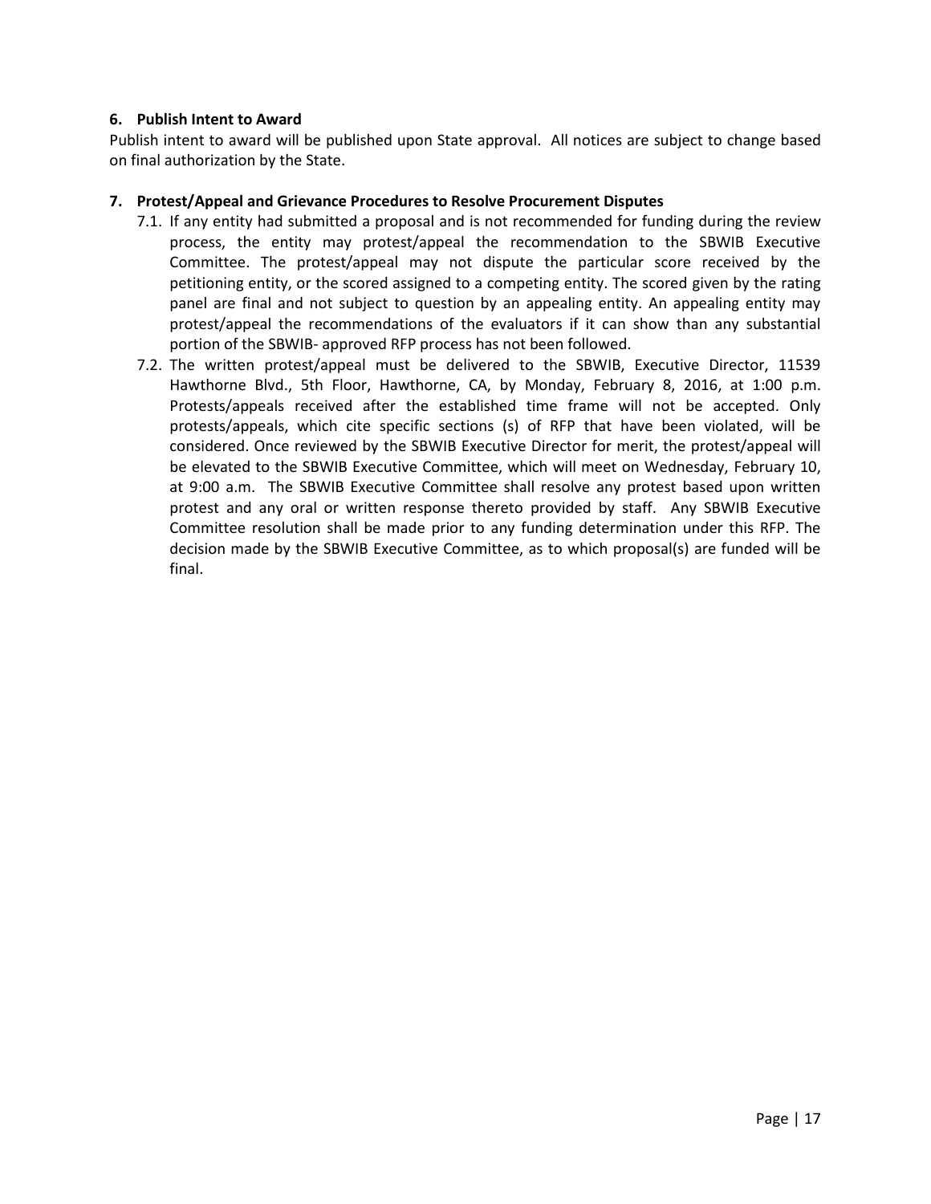**6. Publish Intent to Award**

Publish intent to award will be published upon State approval. All notices are subject to change based on final authorization by the State.

**7. Protest/Appeal and Grievance Procedures to Resolve Procurement Disputes**

7.1. If any entity had submitted a proposal and is not recommended for funding during the review process, the entity may protest/appeal the recommendation to the SBWIB Executive Committee. The protest/appeal may not dispute the particular score received by the petitioning entity, or the scored assigned to a competing entity. The scored given by the rating panel are final and not subject to question by an appealing entity. An appealing entity may protest/appeal the recommendations of the evaluators if it can show than any substantial portion of the SBWIB- approved RFP process has not been followed.

7.2. The written protest/appeal must be delivered to the SBWIB, Executive Director, 11539 Hawthorne Blvd., 5th Floor, Hawthorne, CA, by Monday, February 8, 2016, at 1:00 p.m. Protests/appeals received after the established time frame will not be accepted. Only protests/appeals, which cite specific sections (s) of RFP that have been violated, will be considered. Once reviewed by the SBWIB Executive Director for merit, the protest/appeal will be elevated to the SBWIB Executive Committee, which will meet on Wednesday, February 10, at 9:00 a.m. The SBWIB Executive Committee shall resolve any protest based upon written protest and any oral or written response thereto provided by staff. Any SBWIB Executive Committee resolution shall be made prior to any funding determination under this RFP. The decision made by the SBWIB Executive Committee, as to which proposal(s) are funded will be final.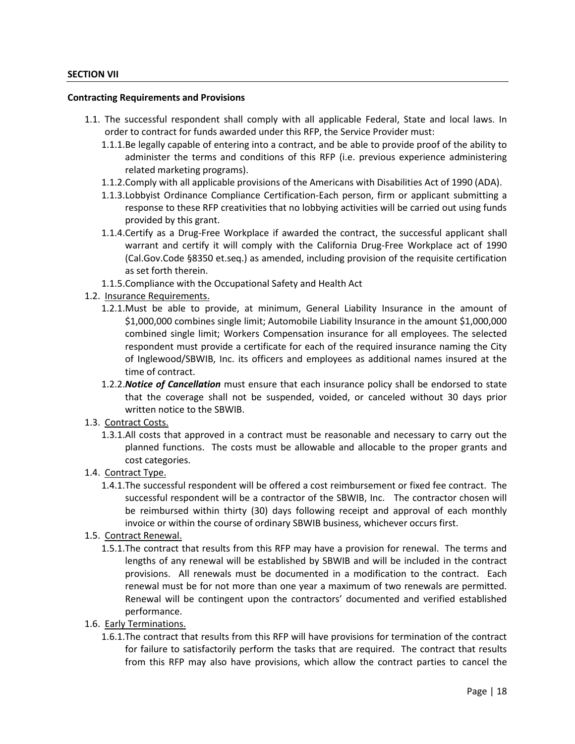**SECTION VII**

**Contracting Requirements and Provisions**

1.1. The successful respondent shall comply with all applicable Federal, State and local laws. In order to contract for funds awarded under this RFP, the Service Provider must:

1.1.1. Be legally capable of entering into a contract, and be able to provide proof of the ability to administer the terms and conditions of this RFP (i.e. previous experience administering related marketing programs).

1.1.2. Comply with all applicable provisions of the Americans with Disabilities Act of 1990 (ADA).

1.1.3. Lobbyist Ordinance Compliance Certification-Each person, firm or applicant submitting a response to these RFP creativities that no lobbying activities will be carried out using funds provided by this grant.

1.1.4. Certify as a Drug-Free Workplace if awarded the contract, the successful applicant shall warrant and certify it will comply with the California Drug-Free Workplace act of 1990 (Cal.Gov.Code §8350 et.seq.) as amended, including provision of the requisite certification as set forth therein.

1.1.5. Compliance with the Occupational Safety and Health Act

1.2. Insurance Requirements.

1.2.1. Must be able to provide, at minimum, General Liability Insurance in the amount of $1,000,000 combines single limit; Automobile Liability Insurance in the amount $1,000,000 combined single limit; Workers Compensation insurance for all employees. The selected respondent must provide a certificate for each of the required insurance naming the City of Inglewood/SBWIB, Inc. its officers and employees as additional names insured at the time of contract.

1.2.2. ***Notice of Cancellation*** must ensure that each insurance policy shall be endorsed to state that the coverage shall not be suspended, voided, or canceled without 30 days prior written notice to the SBWIB.

1.3. Contract Costs.

1.3.1. All costs that approved in a contract must be reasonable and necessary to carry out the planned functions. The costs must be allowable and allocable to the proper grants and cost categories.

1.4. Contract Type.

1.4.1. The successful respondent will be offered a cost reimbursement or fixed fee contract. The successful respondent will be a contractor of the SBWIB, Inc. The contractor chosen will be reimbursed within thirty (30) days following receipt and approval of each monthly invoice or within the course of ordinary SBWIB business, whichever occurs first.

1.5. Contract Renewal.

1.5.1. The contract that results from this RFP may have a provision for renewal. The terms and lengths of any renewal will be established by SBWIB and will be included in the contract provisions. All renewals must be documented in a modification to the contract. Each renewal must be for not more than one year a maximum of two renewals are permitted. Renewal will be contingent upon the contractors' documented and verified established performance.

1.6. Early Terminations.

1.6.1. The contract that results from this RFP will have provisions for termination of the contract for failure to satisfactorily perform the tasks that are required. The contract that results from this RFP may also have provisions, which allow the contract parties to cancel the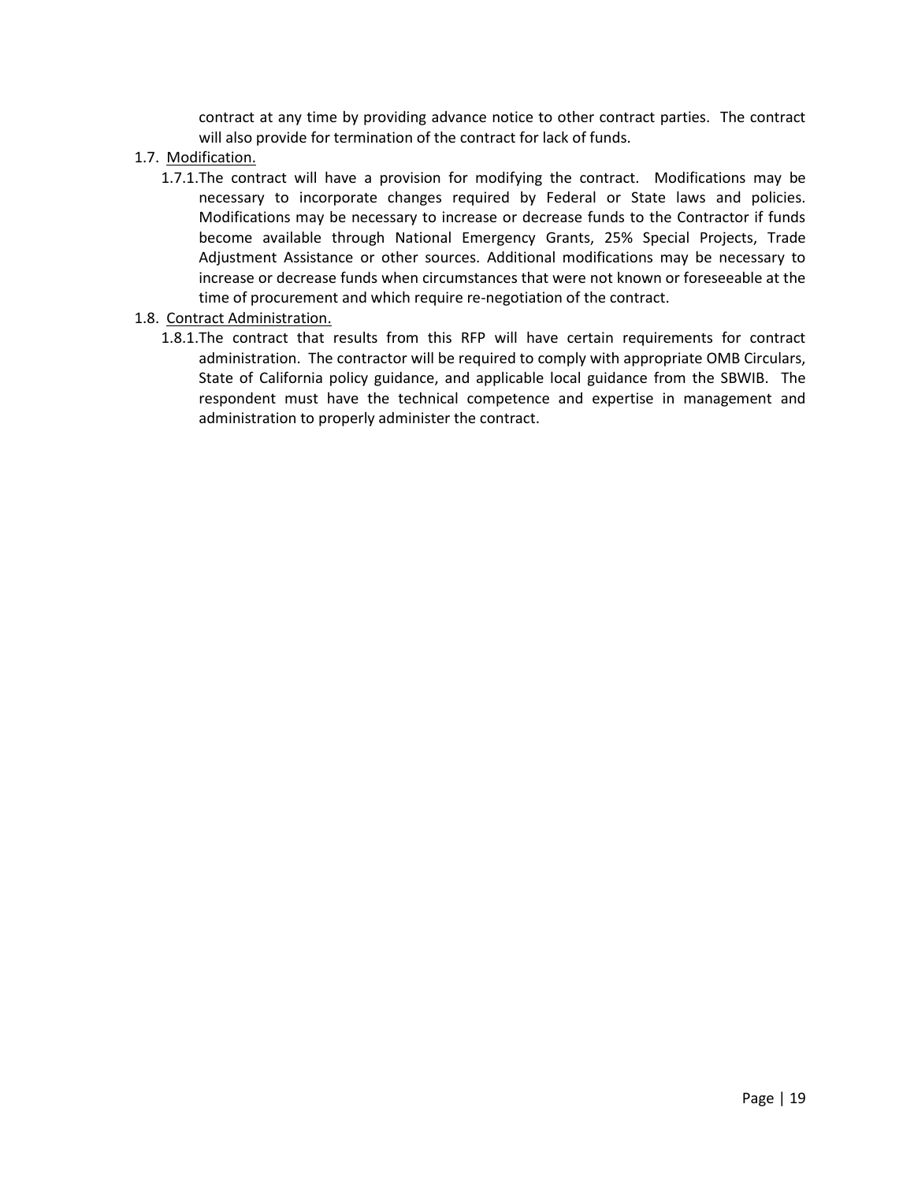contract at any time by providing advance notice to other contract parties. The contract will also provide for termination of the contract for lack of funds.

1.7. <u>Modification.</u>

1.7.1. The contract will have a provision for modifying the contract. Modifications may be necessary to incorporate changes required by Federal or State laws and policies. Modifications may be necessary to increase or decrease funds to the Contractor if funds become available through National Emergency Grants, 25% Special Projects, Trade Adjustment Assistance or other sources. Additional modifications may be necessary to increase or decrease funds when circumstances that were not known or foreseeable at the time of procurement and which require re-negotiation of the contract.

1.8. <u>Contract Administration.</u>

1.8.1. The contract that results from this RFP will have certain requirements for contract administration. The contractor will be required to comply with appropriate OMB Circulars, State of California policy guidance, and applicable local guidance from the SBWIB. The respondent must have the technical competence and expertise in management and administration to properly administer the contract.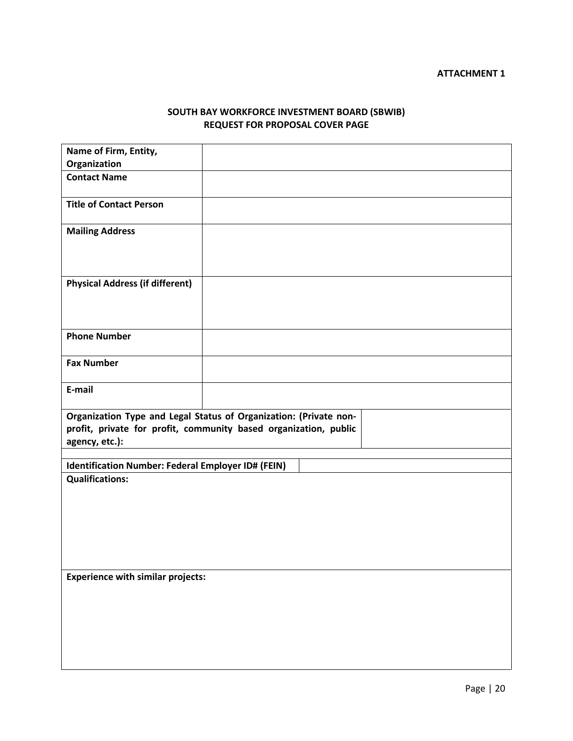**ATTACHMENT 1**

## SOUTH BAY WORKFORCE INVESTMENT BOARD (SBWIB)
## REQUEST FOR PROPOSAL COVER PAGE

| | |
|---|---|
| **Name of Firm, Entity, Organization** | |
| **Contact Name** | |
| **Title of Contact Person** | |
| **Mailing Address** | |
| **Physical Address (if different)** | |
| **Phone Number** | |
| **Fax Number** | |
| **E-mail** | |

| | |
|---|---|
| **Organization Type and Legal Status of Organization: (Private non-profit, private for profit, community based organization, public agency, etc.):** | |

| | |
|---|---|
| **Identification Number: Federal Employer ID# (FEIN)** | |

| |
|---|
| **Qualifications:** |

| |
|---|
| **Experience with similar projects:** |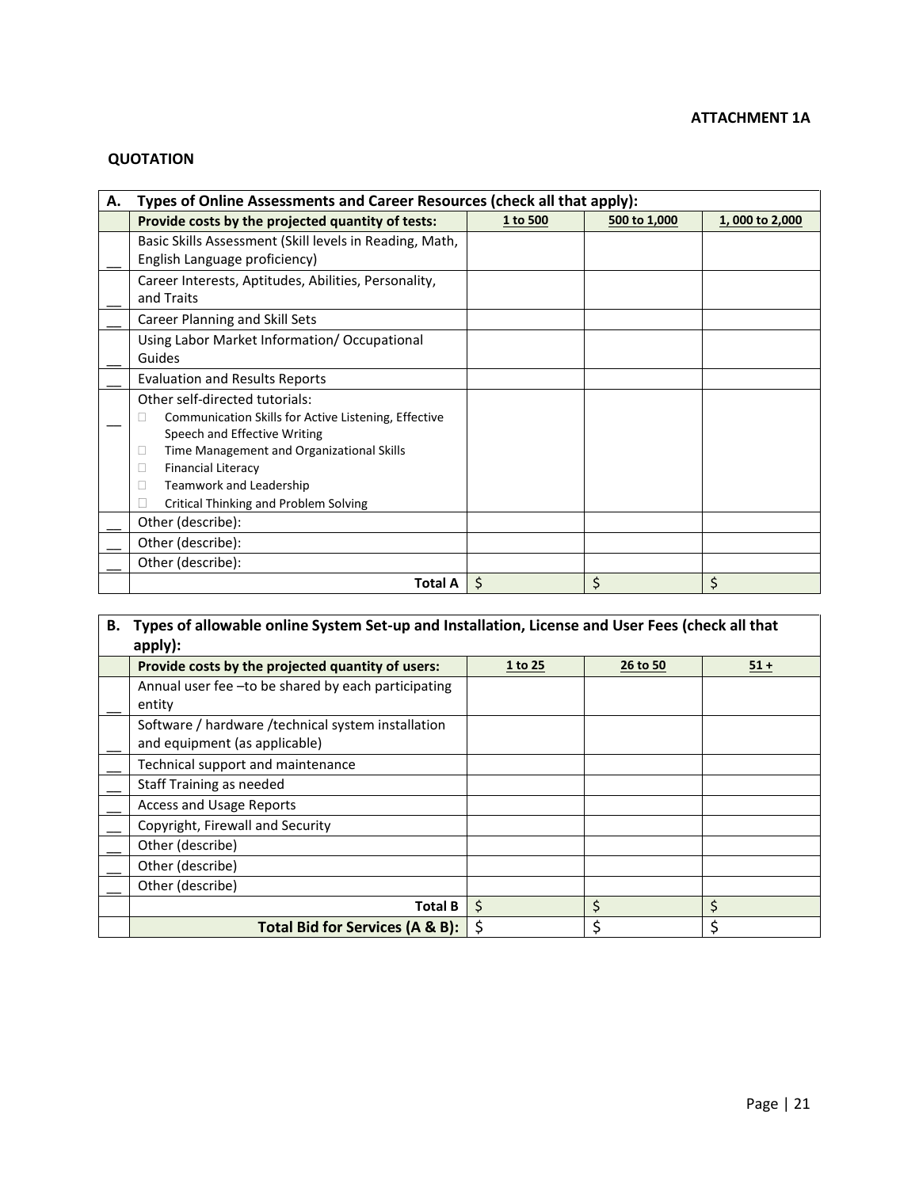**ATTACHMENT 1A**

**QUOTATION**

| **A.** | **Types of Online Assessments and Career Resources (check all that apply):** | | | |
|---|---|---|---|---|
| | **Provide costs by the projected quantity of tests:** | **1 to 500** | **500 to 1,000** | **1, 000 to 2,000** |
| __ | Basic Skills Assessment (Skill levels in Reading, Math, English Language proficiency) | | | |
| __ | Career Interests, Aptitudes, Abilities, Personality, and Traits | | | |
| __ | Career Planning and Skill Sets | | | |
| __ | Using Labor Market Information/ Occupational Guides | | | |
| __ | Evaluation and Results Reports | | | |
| __ | Other self-directed tutorials:<br>☐ Communication Skills for Active Listening, Effective Speech and Effective Writing<br>☐ Time Management and Organizational Skills<br>☐ Financial Literacy<br>☐ Teamwork and Leadership<br>☐ Critical Thinking and Problem Solving | | | |
| __ | Other (describe): | | | |
| __ | Other (describe): | | | |
| __ | Other (describe): | | | |
| | **Total A** | $ | $ | $ |

| **B.** | **Types of allowable online System Set-up and Installation, License and User Fees (check all that apply):** | | | |
|---|---|---|---|---|
| | **Provide costs by the projected quantity of users:** | **1 to 25** | **26 to 50** | **51 +** |
| __ | Annual user fee –to be shared by each participating entity | | | |
| __ | Software / hardware /technical system installation and equipment (as applicable) | | | |
| __ | Technical support and maintenance | | | |
| __ | Staff Training as needed | | | |
| __ | Access and Usage Reports | | | |
| __ | Copyright, Firewall and Security | | | |
| __ | Other (describe) | | | |
| __ | Other (describe) | | | |
| __ | Other (describe) | | | |
| | **Total B** | $ | $ | $ |
| | **Total Bid for Services (A & B):** | $ | $ | $ |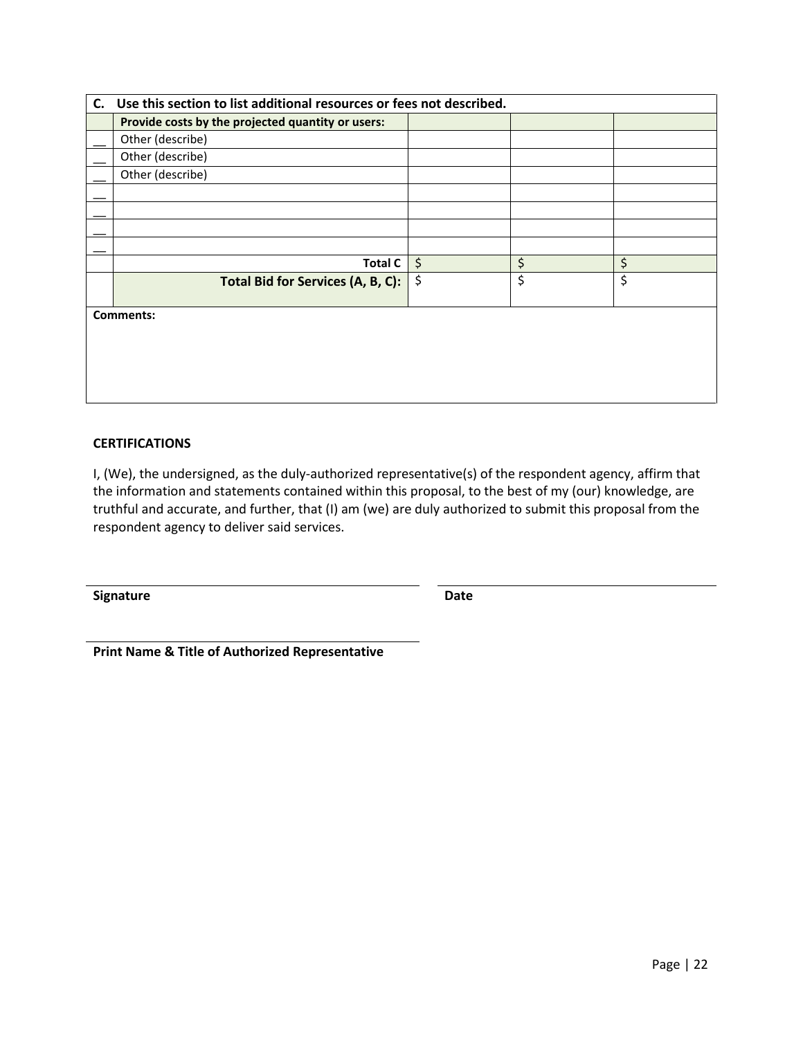| C. | Use this section to list additional resources or fees not described. | | | |
|---|---|---|---|---|
| | **Provide costs by the projected quantity or users:** | | | |
| __ | Other (describe) | | | |
| __ | Other (describe) | | | |
| __ | Other (describe) | | | |
| __ | | | | |
| __ | | | | |
| __ | | | | |
| __ | | | | |
| | **Total C** | $ | $ | $ |
| | **Total Bid for Services (A, B, C):** | $ | $ | $ |

**Comments:**

**CERTIFICATIONS**

I, (We), the undersigned, as the duly-authorized representative(s) of the respondent agency, affirm that the information and statements contained within this proposal, to the best of my (our) knowledge, are truthful and accurate, and further, that (I) am (we) are duly authorized to submit this proposal from the respondent agency to deliver said services.

**Signature**

**Date**

**Print Name & Title of Authorized Representative**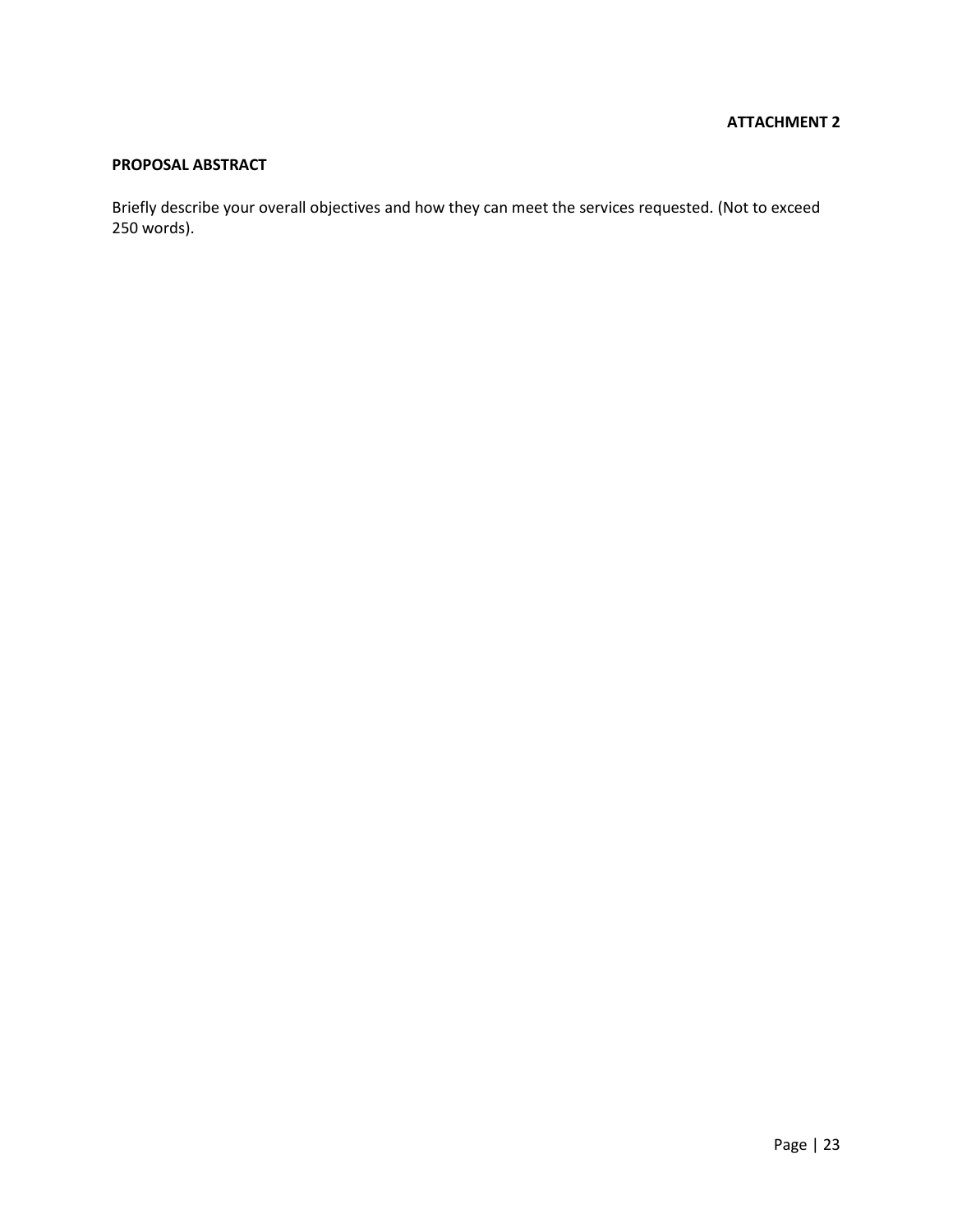**ATTACHMENT 2**

## PROPOSAL ABSTRACT

Briefly describe your overall objectives and how they can meet the services requested. (Not to exceed 250 words).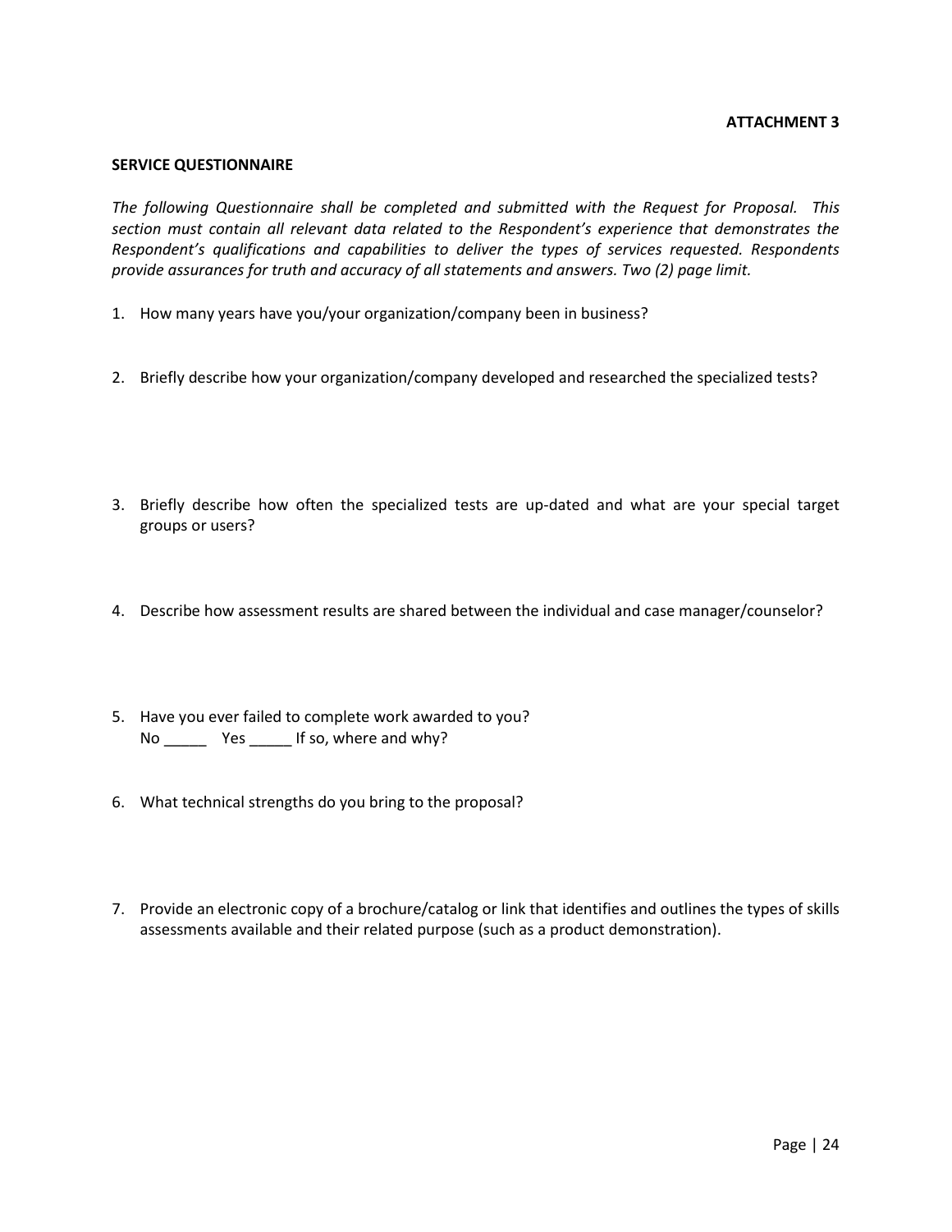**ATTACHMENT 3**

**SERVICE QUESTIONNAIRE**

*The following Questionnaire shall be completed and submitted with the Request for Proposal. This section must contain all relevant data related to the Respondent's experience that demonstrates the Respondent's qualifications and capabilities to deliver the types of services requested. Respondents provide assurances for truth and accuracy of all statements and answers. Two (2) page limit.*

1. How many years have you/your organization/company been in business?

2. Briefly describe how your organization/company developed and researched the specialized tests?

3. Briefly describe how often the specialized tests are up-dated and what are your special target groups or users?

4. Describe how assessment results are shared between the individual and case manager/counselor?

5. Have you ever failed to complete work awarded to you?
   No _____ Yes _____ If so, where and why?

6. What technical strengths do you bring to the proposal?

7. Provide an electronic copy of a brochure/catalog or link that identifies and outlines the types of skills assessments available and their related purpose (such as a product demonstration).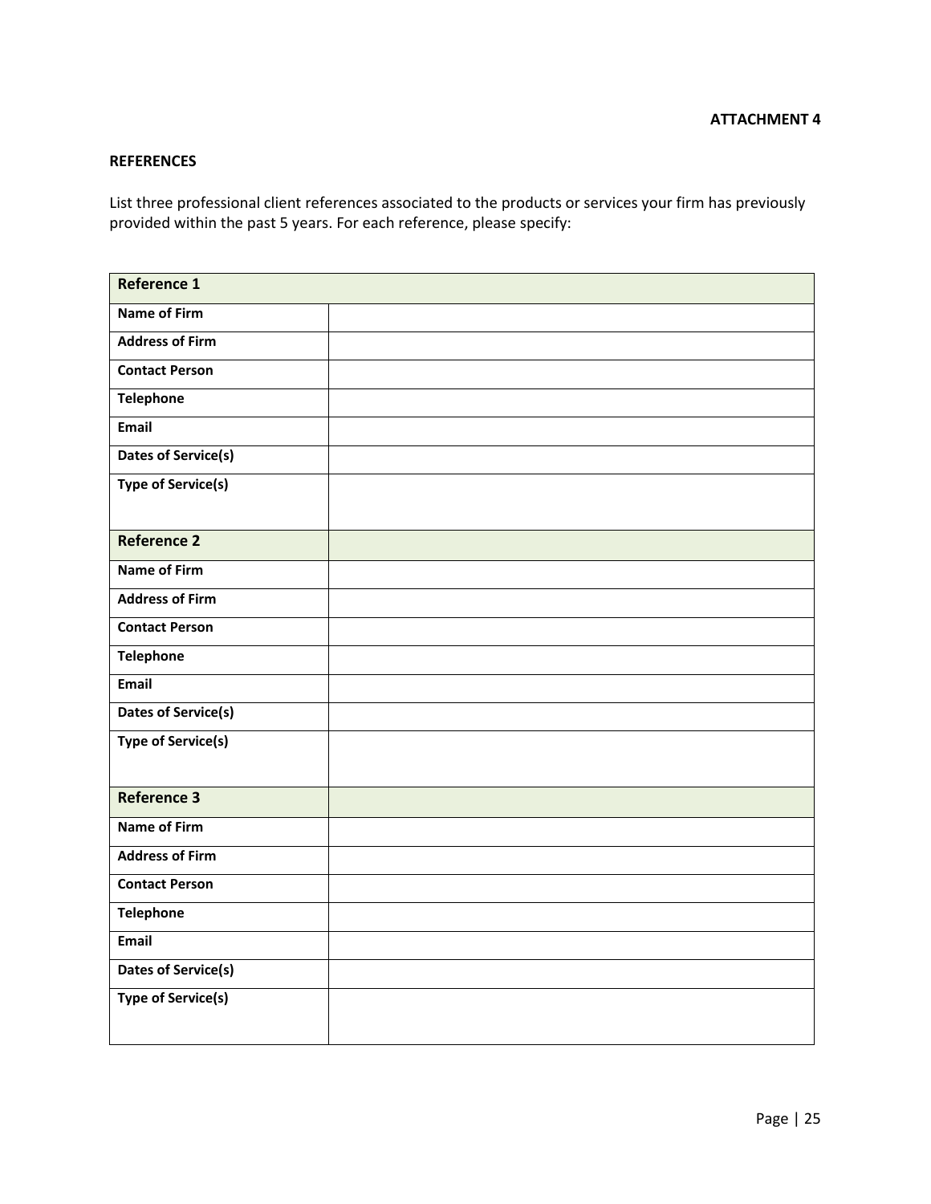**ATTACHMENT 4**

**REFERENCES**

List three professional client references associated to the products or services your firm has previously provided within the past 5 years. For each reference, please specify:

| **Reference 1** | |
|---|---|
| **Name of Firm** | |
| **Address of Firm** | |
| **Contact Person** | |
| **Telephone** | |
| **Email** | |
| **Dates of Service(s)** | |
| **Type of Service(s)** | |
| **Reference 2** | |
| **Name of Firm** | |
| **Address of Firm** | |
| **Contact Person** | |
| **Telephone** | |
| **Email** | |
| **Dates of Service(s)** | |
| **Type of Service(s)** | |
| **Reference 3** | |
| **Name of Firm** | |
| **Address of Firm** | |
| **Contact Person** | |
| **Telephone** | |
| **Email** | |
| **Dates of Service(s)** | |
| **Type of Service(s)** | |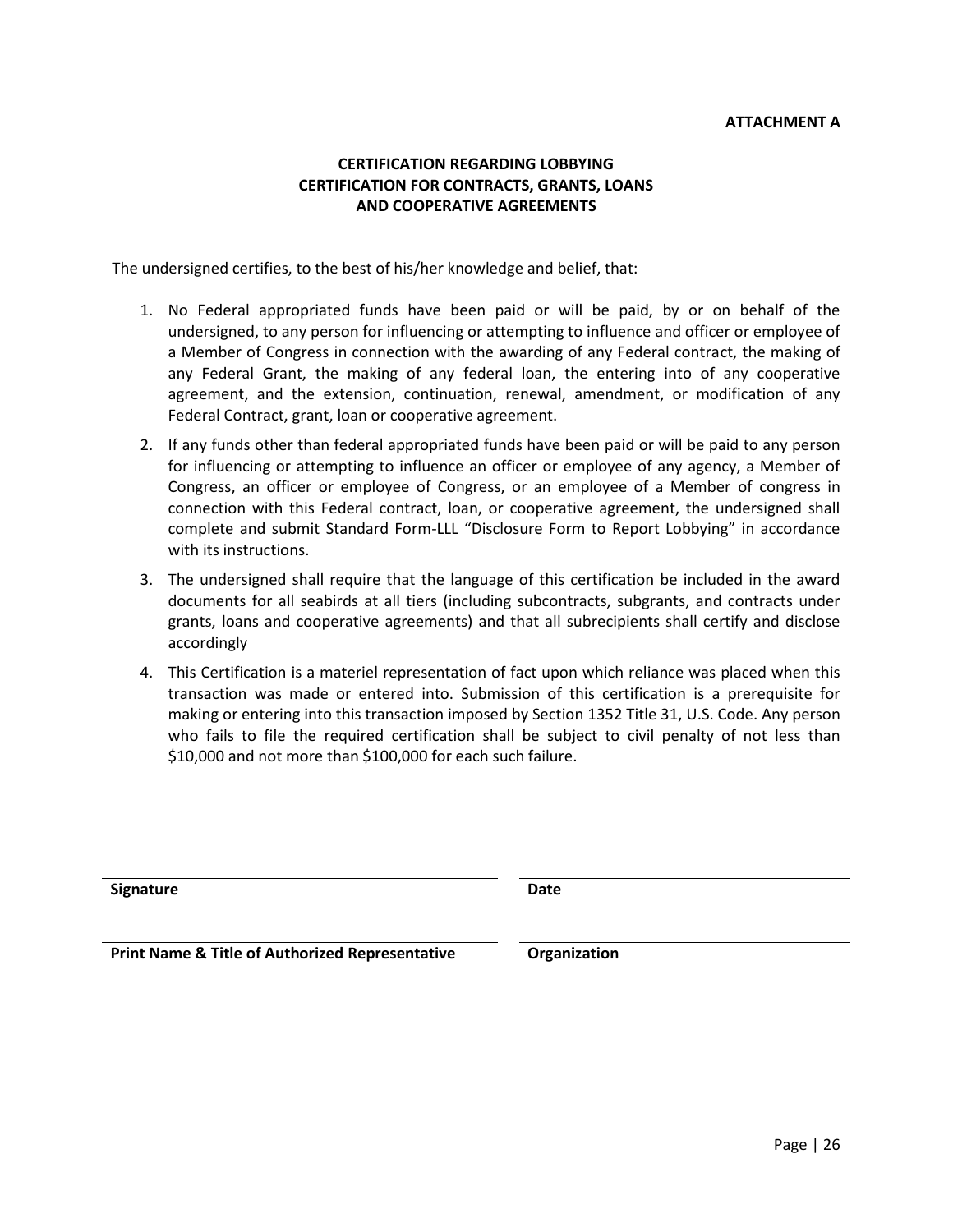**ATTACHMENT A**

## CERTIFICATION REGARDING LOBBYING
## CERTIFICATION FOR CONTRACTS, GRANTS, LOANS AND COOPERATIVE AGREEMENTS

The undersigned certifies, to the best of his/her knowledge and belief, that:

1. No Federal appropriated funds have been paid or will be paid, by or on behalf of the undersigned, to any person for influencing or attempting to influence and officer or employee of a Member of Congress in connection with the awarding of any Federal contract, the making of any Federal Grant, the making of any federal loan, the entering into of any cooperative agreement, and the extension, continuation, renewal, amendment, or modification of any Federal Contract, grant, loan or cooperative agreement.
2. If any funds other than federal appropriated funds have been paid or will be paid to any person for influencing or attempting to influence an officer or employee of any agency, a Member of Congress, an officer or employee of Congress, or an employee of a Member of congress in connection with this Federal contract, loan, or cooperative agreement, the undersigned shall complete and submit Standard Form-LLL "Disclosure Form to Report Lobbying" in accordance with its instructions.
3. The undersigned shall require that the language of this certification be included in the award documents for all seabirds at all tiers (including subcontracts, subgrants, and contracts under grants, loans and cooperative agreements) and that all subrecipients shall certify and disclose accordingly
4. This Certification is a materiel representation of fact upon which reliance was placed when this transaction was made or entered into. Submission of this certification is a prerequisite for making or entering into this transaction imposed by Section 1352 Title 31, U.S. Code. Any person who fails to file the required certification shall be subject to civil penalty of not less than $10,000 and not more than $100,000 for each such failure.

| | |
|---|---|
| **Signature** | **Date** |
| **Print Name & Title of Authorized Representative** | **Organization** |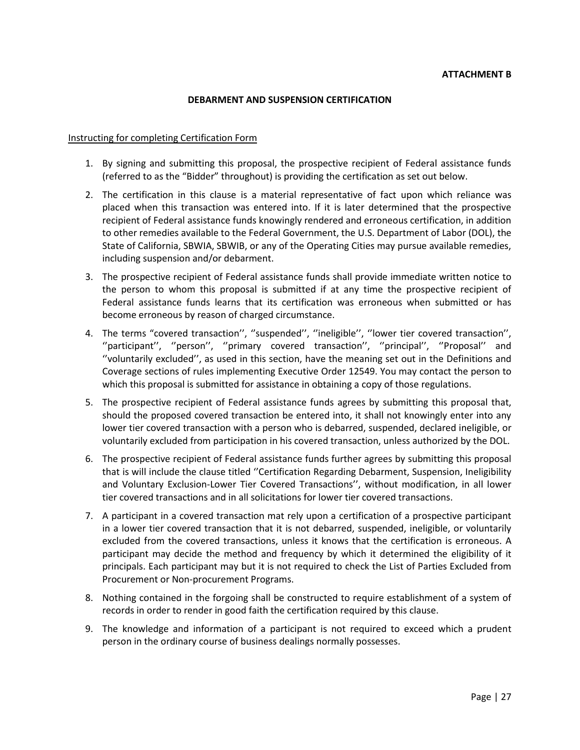**ATTACHMENT B**

**DEBARMENT AND SUSPENSION CERTIFICATION**

Instructing for completing Certification Form

1. By signing and submitting this proposal, the prospective recipient of Federal assistance funds (referred to as the "Bidder" throughout) is providing the certification as set out below.
2. The certification in this clause is a material representative of fact upon which reliance was placed when this transaction was entered into. If it is later determined that the prospective recipient of Federal assistance funds knowingly rendered and erroneous certification, in addition to other remedies available to the Federal Government, the U.S. Department of Labor (DOL), the State of California, SBWIA, SBWIB, or any of the Operating Cities may pursue available remedies, including suspension and/or debarment.
3. The prospective recipient of Federal assistance funds shall provide immediate written notice to the person to whom this proposal is submitted if at any time the prospective recipient of Federal assistance funds learns that its certification was erroneous when submitted or has become erroneous by reason of charged circumstance.
4. The terms "covered transaction'', ''suspended'', ''ineligible'', ''lower tier covered transaction'', ''participant'', ''person'', ''primary covered transaction'', ''principal'', ''Proposal'' and ''voluntarily excluded'', as used in this section, have the meaning set out in the Definitions and Coverage sections of rules implementing Executive Order 12549. You may contact the person to which this proposal is submitted for assistance in obtaining a copy of those regulations.
5. The prospective recipient of Federal assistance funds agrees by submitting this proposal that, should the proposed covered transaction be entered into, it shall not knowingly enter into any lower tier covered transaction with a person who is debarred, suspended, declared ineligible, or voluntarily excluded from participation in his covered transaction, unless authorized by the DOL.
6. The prospective recipient of Federal assistance funds further agrees by submitting this proposal that is will include the clause titled ''Certification Regarding Debarment, Suspension, Ineligibility and Voluntary Exclusion-Lower Tier Covered Transactions'', without modification, in all lower tier covered transactions and in all solicitations for lower tier covered transactions.
7. A participant in a covered transaction mat rely upon a certification of a prospective participant in a lower tier covered transaction that it is not debarred, suspended, ineligible, or voluntarily excluded from the covered transactions, unless it knows that the certification is erroneous. A participant may decide the method and frequency by which it determined the eligibility of it principals. Each participant may but it is not required to check the List of Parties Excluded from Procurement or Non-procurement Programs.
8. Nothing contained in the forgoing shall be constructed to require establishment of a system of records in order to render in good faith the certification required by this clause.
9. The knowledge and information of a participant is not required to exceed which a prudent person in the ordinary course of business dealings normally possesses.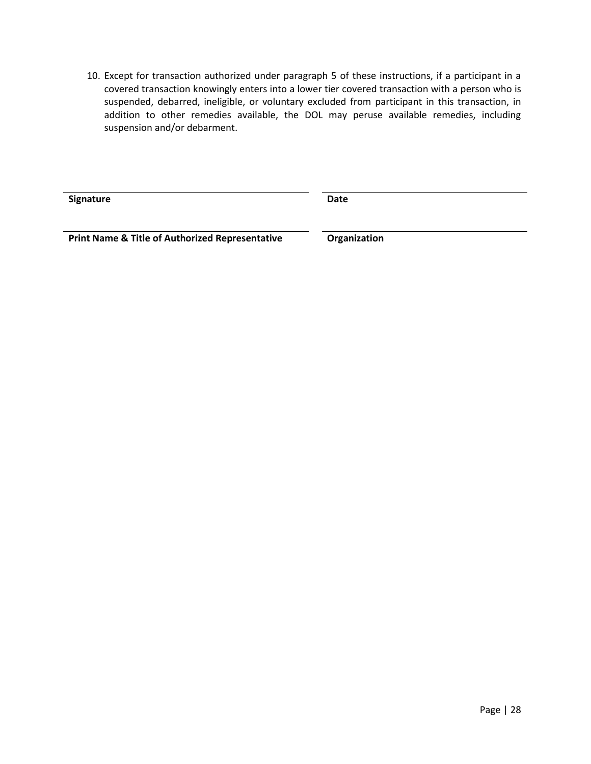10. Except for transaction authorized under paragraph 5 of these instructions, if a participant in a covered transaction knowingly enters into a lower tier covered transaction with a person who is suspended, debarred, ineligible, or voluntary excluded from participant in this transaction, in addition to other remedies available, the DOL may peruse available remedies, including suspension and/or debarment.

| | |
|---|---|
| **Signature** | **Date** |
| **Print Name & Title of Authorized Representative** | **Organization** |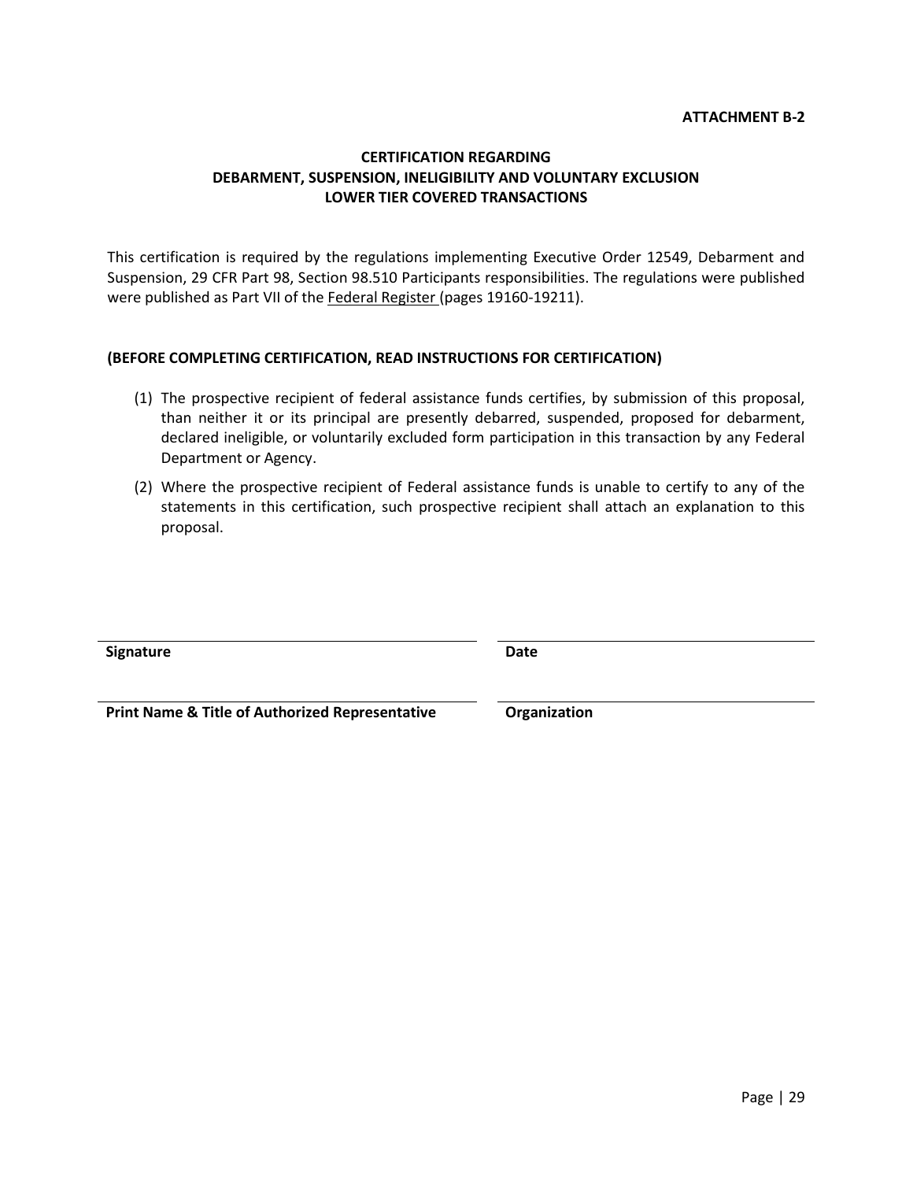**ATTACHMENT B-2**

# CERTIFICATION REGARDING DEBARMENT, SUSPENSION, INELIGIBILITY AND VOLUNTARY EXCLUSION LOWER TIER COVERED TRANSACTIONS

This certification is required by the regulations implementing Executive Order 12549, Debarment and Suspension, 29 CFR Part 98, Section 98.510 Participants responsibilities. The regulations were published were published as Part VII of the Federal Register (pages 19160-19211).

**(BEFORE COMPLETING CERTIFICATION, READ INSTRUCTIONS FOR CERTIFICATION)**

(1) The prospective recipient of federal assistance funds certifies, by submission of this proposal, than neither it or its principal are presently debarred, suspended, proposed for debarment, declared ineligible, or voluntarily excluded form participation in this transaction by any Federal Department or Agency.

(2) Where the prospective recipient of Federal assistance funds is unable to certify to any of the statements in this certification, such prospective recipient shall attach an explanation to this proposal.

| ______________________________ | ______________________________ |
|---|---|
| **Signature** | **Date** |
| ______________________________ | ______________________________ |
| **Print Name & Title of Authorized Representative** | **Organization** |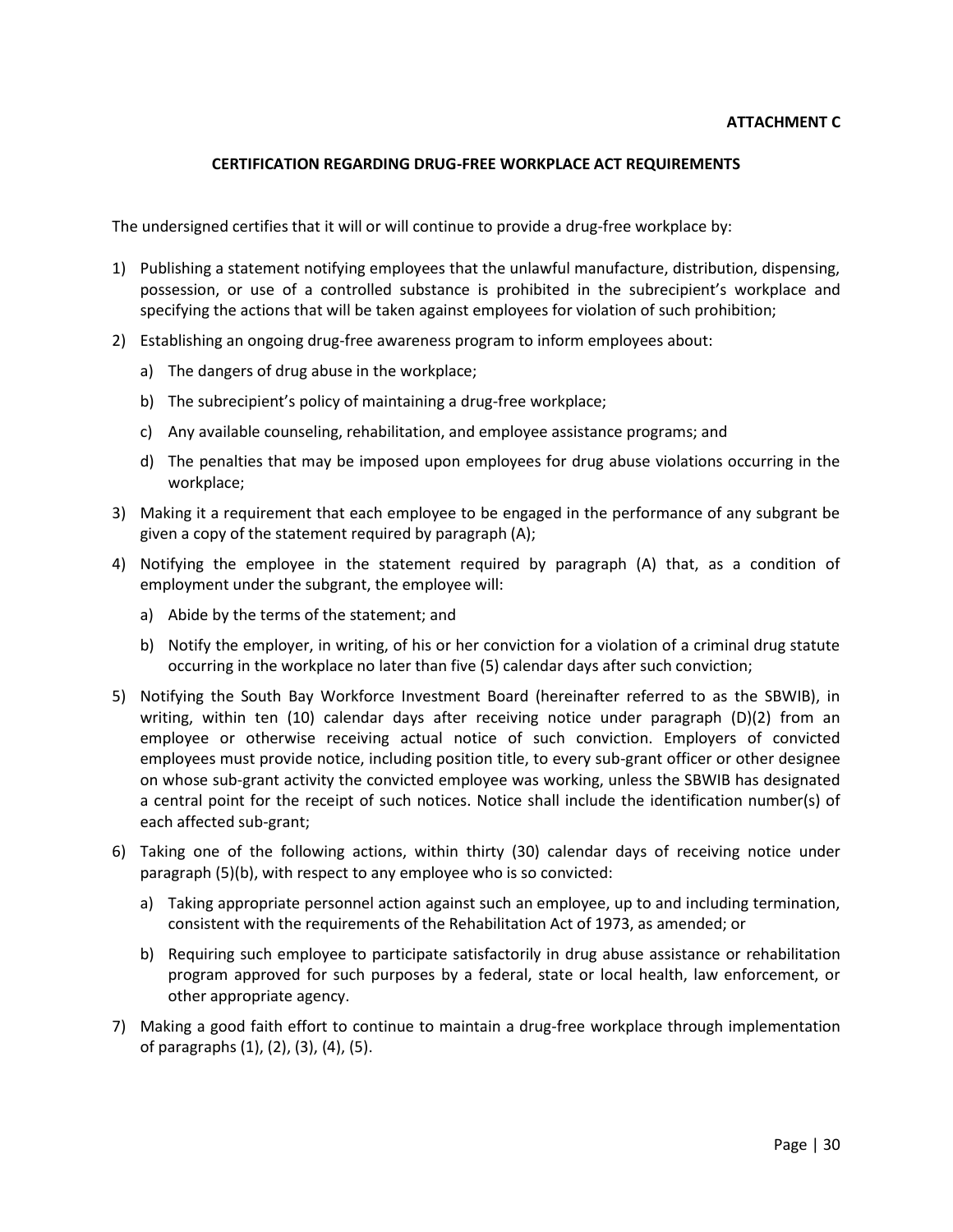**ATTACHMENT C**

## CERTIFICATION REGARDING DRUG-FREE WORKPLACE ACT REQUIREMENTS

The undersigned certifies that it will or will continue to provide a drug-free workplace by:

1) Publishing a statement notifying employees that the unlawful manufacture, distribution, dispensing, possession, or use of a controlled substance is prohibited in the subrecipient's workplace and specifying the actions that will be taken against employees for violation of such prohibition;

2) Establishing an ongoing drug-free awareness program to inform employees about:

   a) The dangers of drug abuse in the workplace;

   b) The subrecipient's policy of maintaining a drug-free workplace;

   c) Any available counseling, rehabilitation, and employee assistance programs; and

   d) The penalties that may be imposed upon employees for drug abuse violations occurring in the workplace;

3) Making it a requirement that each employee to be engaged in the performance of any subgrant be given a copy of the statement required by paragraph (A);

4) Notifying the employee in the statement required by paragraph (A) that, as a condition of employment under the subgrant, the employee will:

   a) Abide by the terms of the statement; and

   b) Notify the employer, in writing, of his or her conviction for a violation of a criminal drug statute occurring in the workplace no later than five (5) calendar days after such conviction;

5) Notifying the South Bay Workforce Investment Board (hereinafter referred to as the SBWIB), in writing, within ten (10) calendar days after receiving notice under paragraph (D)(2) from an employee or otherwise receiving actual notice of such conviction. Employers of convicted employees must provide notice, including position title, to every sub-grant officer or other designee on whose sub-grant activity the convicted employee was working, unless the SBWIB has designated a central point for the receipt of such notices. Notice shall include the identification number(s) of each affected sub-grant;

6) Taking one of the following actions, within thirty (30) calendar days of receiving notice under paragraph (5)(b), with respect to any employee who is so convicted:

   a) Taking appropriate personnel action against such an employee, up to and including termination, consistent with the requirements of the Rehabilitation Act of 1973, as amended; or

   b) Requiring such employee to participate satisfactorily in drug abuse assistance or rehabilitation program approved for such purposes by a federal, state or local health, law enforcement, or other appropriate agency.

7) Making a good faith effort to continue to maintain a drug-free workplace through implementation of paragraphs (1), (2), (3), (4), (5).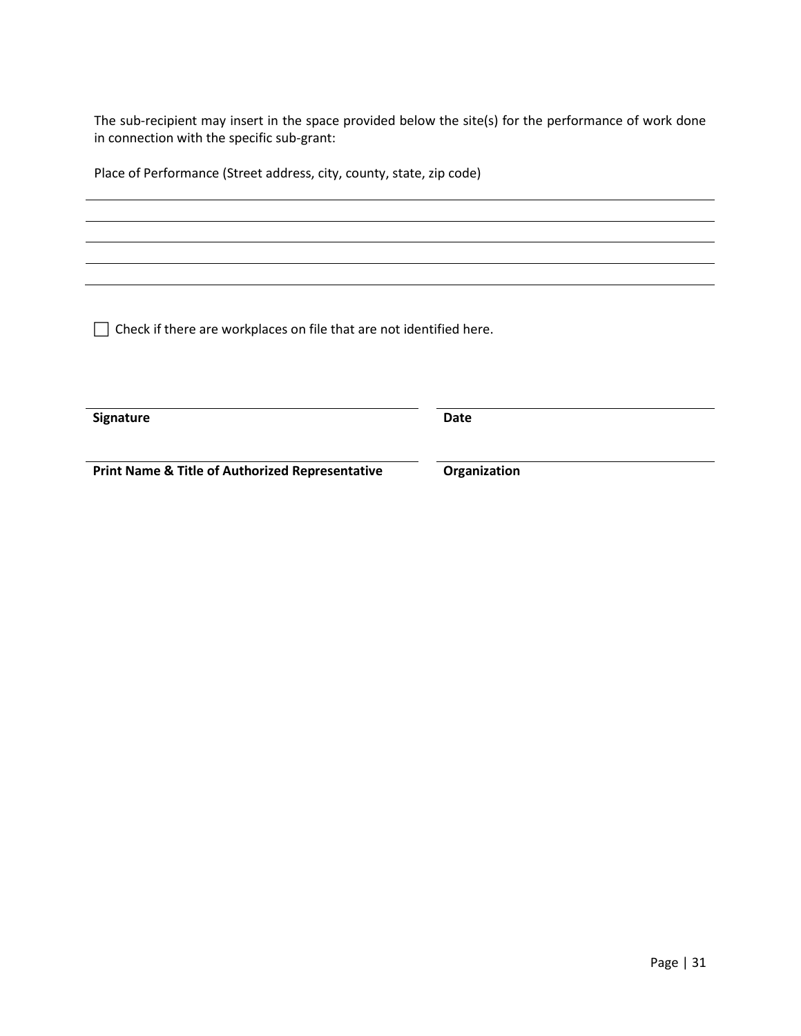The sub-recipient may insert in the space provided below the site(s) for the performance of work done in connection with the specific sub-grant:

Place of Performance (Street address, city, county, state, zip code)

\_\_\_\_\_\_\_\_\_\_\_\_\_\_\_\_\_\_\_\_\_\_\_\_\_\_\_\_\_\_\_\_\_\_\_\_\_\_\_\_\_\_\_\_\_\_\_\_\_\_\_\_\_\_\_\_\_\_\_\_

\_\_\_\_\_\_\_\_\_\_\_\_\_\_\_\_\_\_\_\_\_\_\_\_\_\_\_\_\_\_\_\_\_\_\_\_\_\_\_\_\_\_\_\_\_\_\_\_\_\_\_\_\_\_\_\_\_\_\_\_

\_\_\_\_\_\_\_\_\_\_\_\_\_\_\_\_\_\_\_\_\_\_\_\_\_\_\_\_\_\_\_\_\_\_\_\_\_\_\_\_\_\_\_\_\_\_\_\_\_\_\_\_\_\_\_\_\_\_\_\_

\_\_\_\_\_\_\_\_\_\_\_\_\_\_\_\_\_\_\_\_\_\_\_\_\_\_\_\_\_\_\_\_\_\_\_\_\_\_\_\_\_\_\_\_\_\_\_\_\_\_\_\_\_\_\_\_\_\_\_\_

\_\_\_\_\_\_\_\_\_\_\_\_\_\_\_\_\_\_\_\_\_\_\_\_\_\_\_\_\_\_\_\_\_\_\_\_\_\_\_\_\_\_\_\_\_\_\_\_\_\_\_\_\_\_\_\_\_\_\_\_

☐ Check if there are workplaces on file that are not identified here.

| | |
|---|---|
| \_\_\_\_\_\_\_\_\_\_\_\_\_\_\_\_\_\_\_\_\_\_\_\_\_\_\_\_\_\_ | \_\_\_\_\_\_\_\_\_\_\_\_\_\_\_\_\_\_\_\_\_\_\_\_\_\_ |
| **Signature** | **Date** |
| \_\_\_\_\_\_\_\_\_\_\_\_\_\_\_\_\_\_\_\_\_\_\_\_\_\_\_\_\_\_ | \_\_\_\_\_\_\_\_\_\_\_\_\_\_\_\_\_\_\_\_\_\_\_\_\_\_ |
| **Print Name & Title of Authorized Representative** | **Organization** |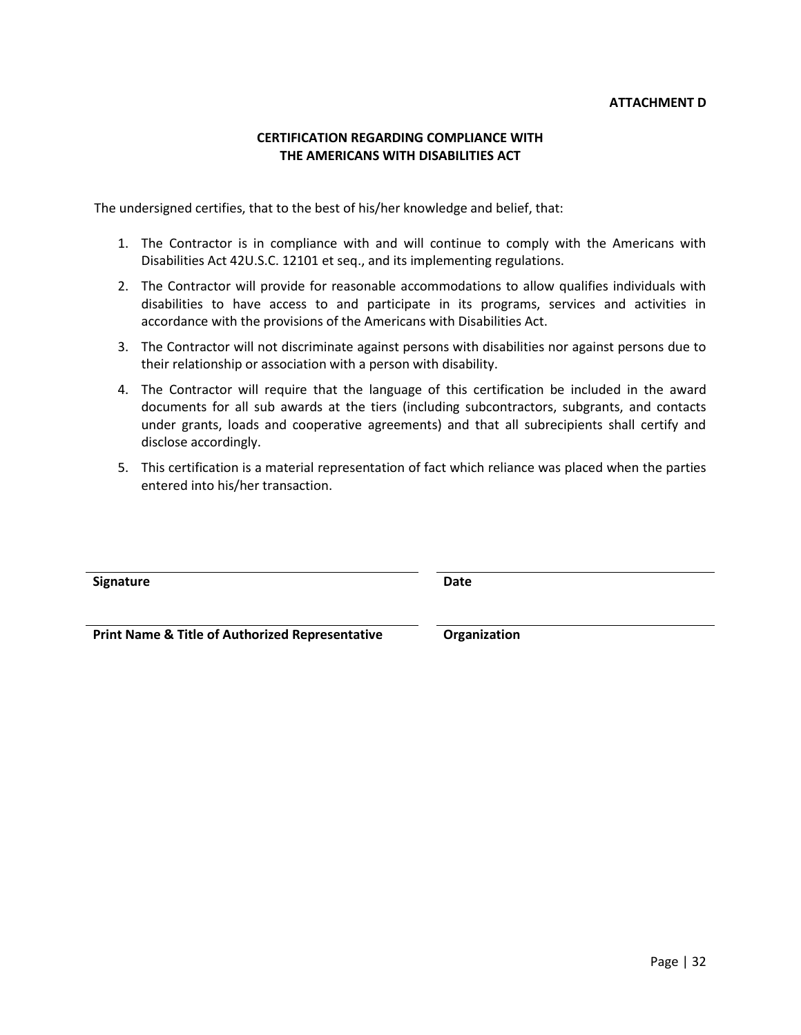**ATTACHMENT D**

## CERTIFICATION REGARDING COMPLIANCE WITH THE AMERICANS WITH DISABILITIES ACT

The undersigned certifies, that to the best of his/her knowledge and belief, that:

1. The Contractor is in compliance with and will continue to comply with the Americans with Disabilities Act 42U.S.C. 12101 et seq., and its implementing regulations.
2. The Contractor will provide for reasonable accommodations to allow qualifies individuals with disabilities to have access to and participate in its programs, services and activities in accordance with the provisions of the Americans with Disabilities Act.
3. The Contractor will not discriminate against persons with disabilities nor against persons due to their relationship or association with a person with disability.
4. The Contractor will require that the language of this certification be included in the award documents for all sub awards at the tiers (including subcontractors, subgrants, and contacts under grants, loads and cooperative agreements) and that all subrecipients shall certify and disclose accordingly.
5. This certification is a material representation of fact which reliance was placed when the parties entered into his/her transaction.

| ______________________________ | ______________________________ |
| --- | --- |
| **Signature** | **Date** |
| ______________________________ | ______________________________ |
| **Print Name & Title of Authorized Representative** | **Organization** |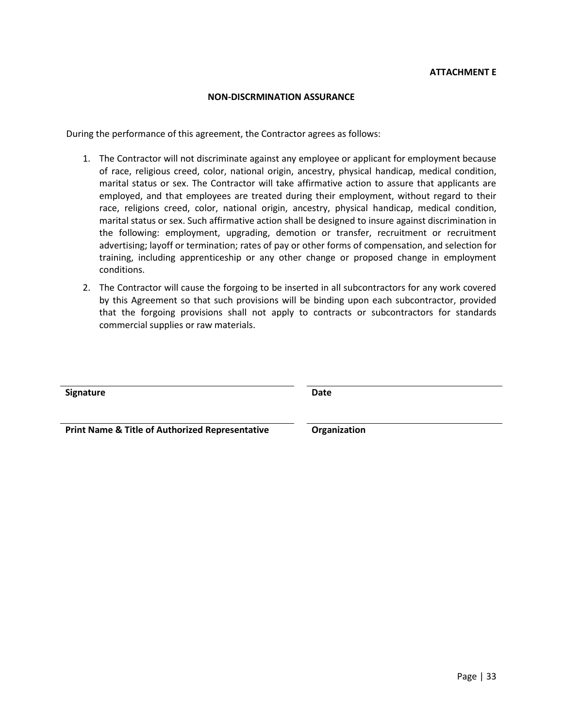**ATTACHMENT E**

## NON-DISCRMINATION ASSURANCE

During the performance of this agreement, the Contractor agrees as follows:

1. The Contractor will not discriminate against any employee or applicant for employment because of race, religious creed, color, national origin, ancestry, physical handicap, medical condition, marital status or sex. The Contractor will take affirmative action to assure that applicants are employed, and that employees are treated during their employment, without regard to their race, religions creed, color, national origin, ancestry, physical handicap, medical condition, marital status or sex. Such affirmative action shall be designed to insure against discrimination in the following: employment, upgrading, demotion or transfer, recruitment or recruitment advertising; layoff or termination; rates of pay or other forms of compensation, and selection for training, including apprenticeship or any other change or proposed change in employment conditions.
2. The Contractor will cause the forgoing to be inserted in all subcontractors for any work covered by this Agreement so that such provisions will be binding upon each subcontractor, provided that the forgoing provisions shall not apply to contracts or subcontractors for standards commercial supplies or raw materials.

| | |
|---|---|
| **Signature** | **Date** |
| **Print Name & Title of Authorized Representative** | **Organization** |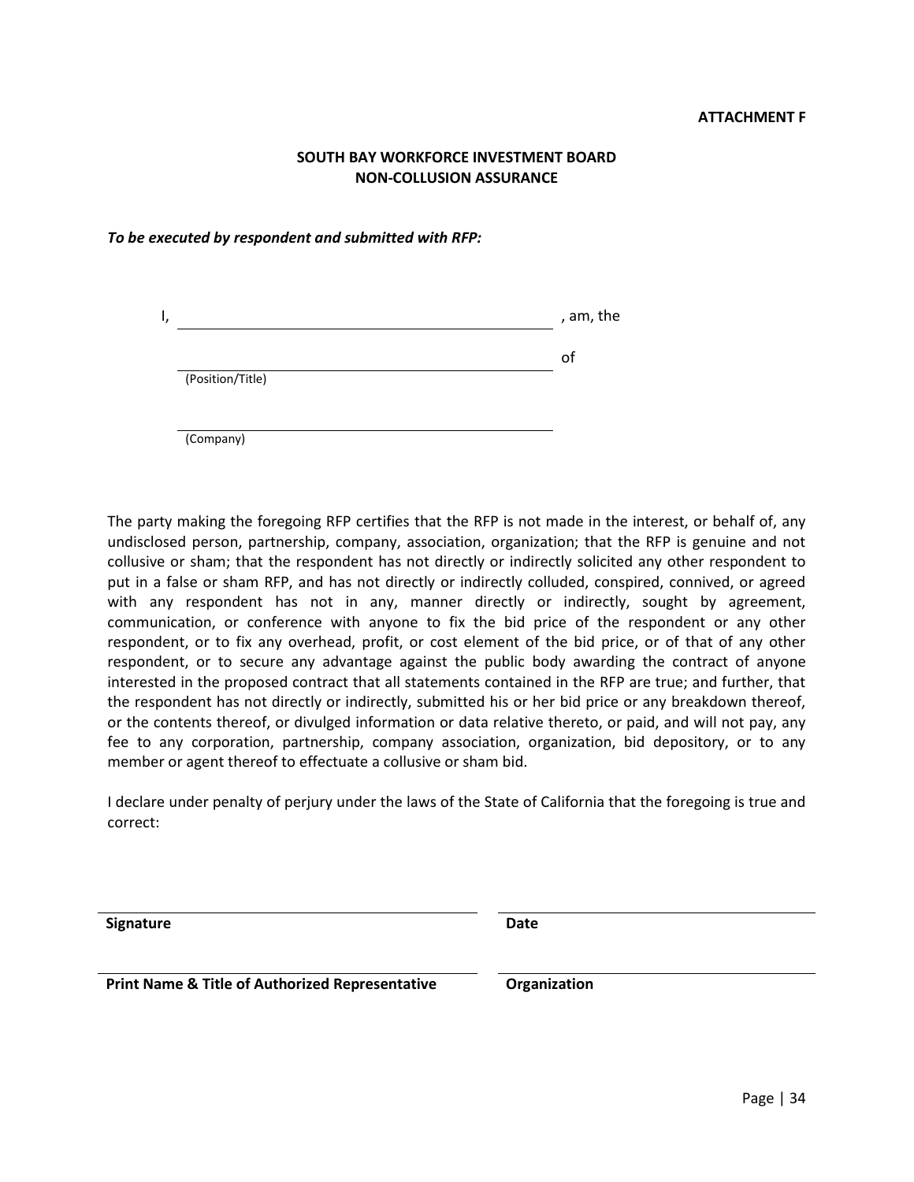**ATTACHMENT F**

**SOUTH BAY WORKFORCE INVESTMENT BOARD**
**NON-COLLUSION ASSURANCE**

***To be executed by respondent and submitted with RFP:***

I, ______________________________________________, am, the

______________________________________________ of
(Position/Title)

______________________________________________
(Company)

The party making the foregoing RFP certifies that the RFP is not made in the interest, or behalf of, any undisclosed person, partnership, company, association, organization; that the RFP is genuine and not collusive or sham; that the respondent has not directly or indirectly solicited any other respondent to put in a false or sham RFP, and has not directly or indirectly colluded, conspired, connived, or agreed with any respondent has not in any, manner directly or indirectly, sought by agreement, communication, or conference with anyone to fix the bid price of the respondent or any other respondent, or to fix any overhead, profit, or cost element of the bid price, or of that of any other respondent, or to secure any advantage against the public body awarding the contract of anyone interested in the proposed contract that all statements contained in the RFP are true; and further, that the respondent has not directly or indirectly, submitted his or her bid price or any breakdown thereof, or the contents thereof, or divulged information or data relative thereto, or paid, and will not pay, any fee to any corporation, partnership, company association, organization, bid depository, or to any member or agent thereof to effectuate a collusive or sham bid.

I declare under penalty of perjury under the laws of the State of California that the foregoing is true and correct:

______________________________________________ ______________________________________________
**Signature** **Date**

______________________________________________ ______________________________________________
**Print Name & Title of Authorized Representative** **Organization**